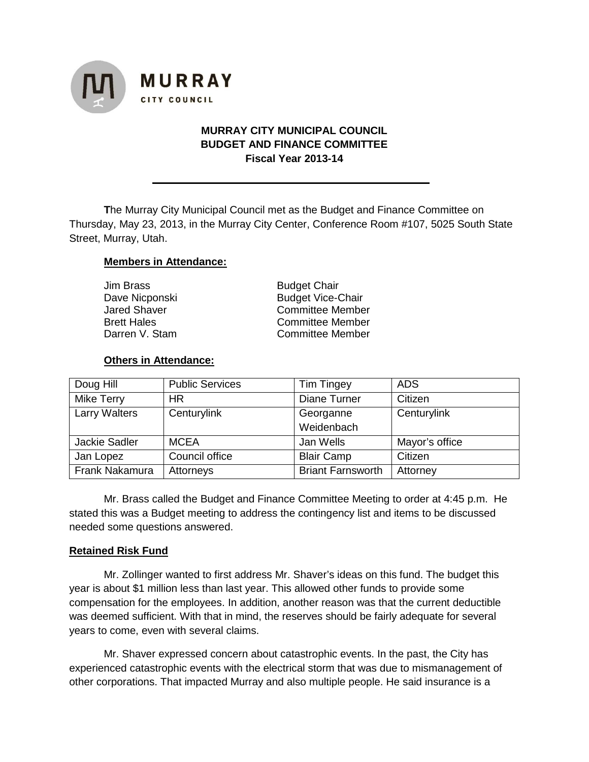**MURRAY CITY MUNICIPAL COUNCIL**
**BUDGET AND FINANCE COMMITTEE**
**Fiscal Year 2013-14**

---

**T**he Murray City Municipal Council met as the Budget and Finance Committee on Thursday, May 23, 2013, in the Murray City Center, Conference Room #107, 5025 South State Street, Murray, Utah.

**Members in Attendance:**

| | |
|---|---|
| Jim Brass | Budget Chair |
| Dave Nicponski | Budget Vice-Chair |
| Jared Shaver | Committee Member |
| Brett Hales | Committee Member |
| Darren V. Stam | Committee Member |

**Others in Attendance:**

| | | | |
|---|---|---|---|
| Doug Hill | Public Services | Tim Tingey | ADS |
| Mike Terry | HR | Diane Turner | Citizen |
| Larry Walters | Centurylink | Georganne Weidenbach | Centurylink |
| Jackie Sadler | MCEA | Jan Wells | Mayor's office |
| Jan Lopez | Council office | Blair Camp | Citizen |
| Frank Nakamura | Attorneys | Briant Farnsworth | Attorney |

Mr. Brass called the Budget and Finance Committee Meeting to order at 4:45 p.m. He stated this was a Budget meeting to address the contingency list and items to be discussed needed some questions answered.

**Retained Risk Fund**

Mr. Zollinger wanted to first address Mr. Shaver's ideas on this fund. The budget this year is about $1 million less than last year. This allowed other funds to provide some compensation for the employees. In addition, another reason was that the current deductible was deemed sufficient. With that in mind, the reserves should be fairly adequate for several years to come, even with several claims.

Mr. Shaver expressed concern about catastrophic events. In the past, the City has experienced catastrophic events with the electrical storm that was due to mismanagement of other corporations. That impacted Murray and also multiple people. He said insurance is a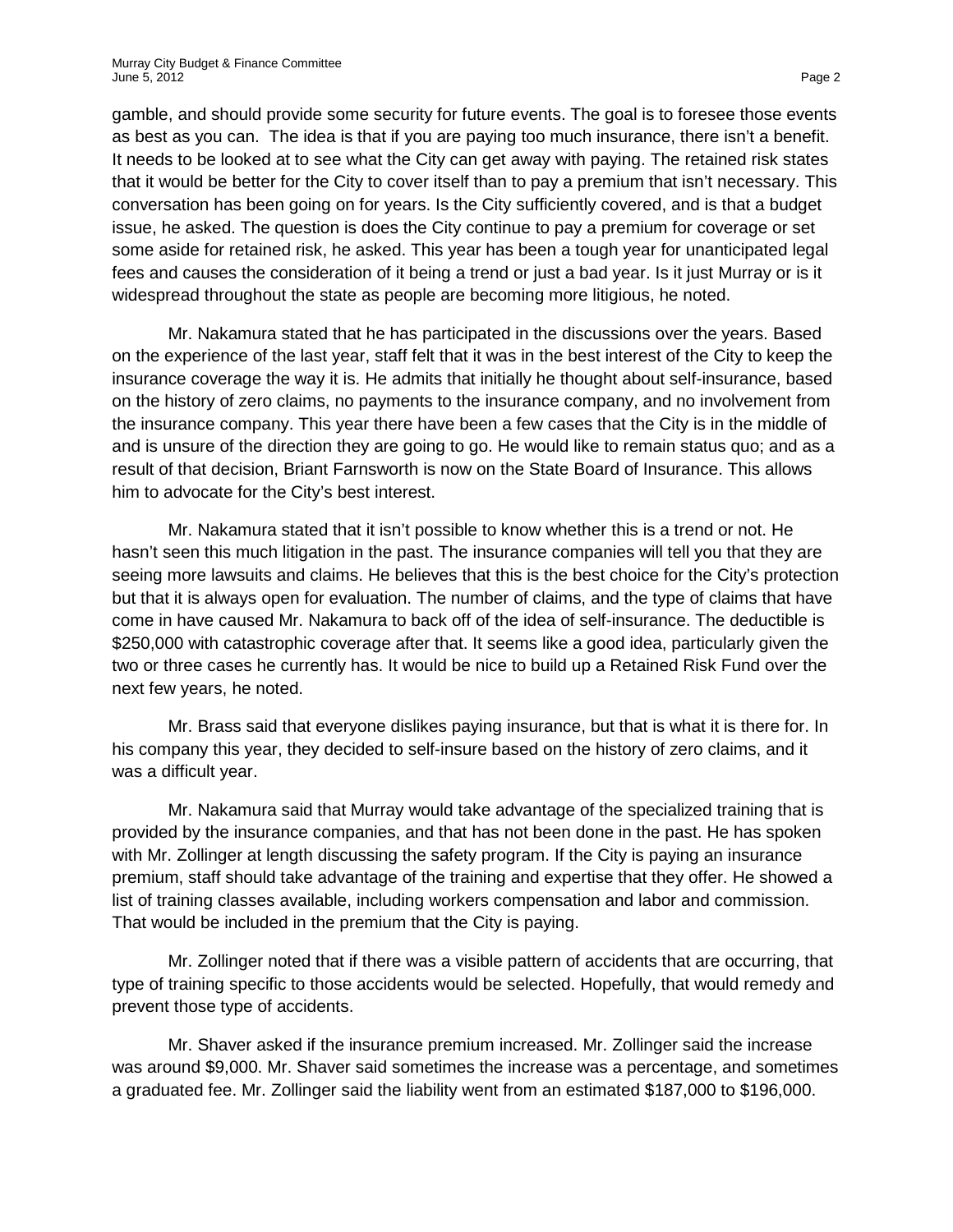gamble, and should provide some security for future events. The goal is to foresee those events as best as you can. The idea is that if you are paying too much insurance, there isn't a benefit. It needs to be looked at to see what the City can get away with paying. The retained risk states that it would be better for the City to cover itself than to pay a premium that isn't necessary. This conversation has been going on for years. Is the City sufficiently covered, and is that a budget issue, he asked. The question is does the City continue to pay a premium for coverage or set some aside for retained risk, he asked. This year has been a tough year for unanticipated legal fees and causes the consideration of it being a trend or just a bad year. Is it just Murray or is it widespread throughout the state as people are becoming more litigious, he noted.

Mr. Nakamura stated that he has participated in the discussions over the years. Based on the experience of the last year, staff felt that it was in the best interest of the City to keep the insurance coverage the way it is. He admits that initially he thought about self-insurance, based on the history of zero claims, no payments to the insurance company, and no involvement from the insurance company. This year there have been a few cases that the City is in the middle of and is unsure of the direction they are going to go. He would like to remain status quo; and as a result of that decision, Briant Farnsworth is now on the State Board of Insurance. This allows him to advocate for the City's best interest.

Mr. Nakamura stated that it isn't possible to know whether this is a trend or not. He hasn't seen this much litigation in the past. The insurance companies will tell you that they are seeing more lawsuits and claims. He believes that this is the best choice for the City's protection but that it is always open for evaluation. The number of claims, and the type of claims that have come in have caused Mr. Nakamura to back off of the idea of self-insurance. The deductible is $250,000 with catastrophic coverage after that. It seems like a good idea, particularly given the two or three cases he currently has. It would be nice to build up a Retained Risk Fund over the next few years, he noted.

Mr. Brass said that everyone dislikes paying insurance, but that is what it is there for. In his company this year, they decided to self-insure based on the history of zero claims, and it was a difficult year.

Mr. Nakamura said that Murray would take advantage of the specialized training that is provided by the insurance companies, and that has not been done in the past. He has spoken with Mr. Zollinger at length discussing the safety program. If the City is paying an insurance premium, staff should take advantage of the training and expertise that they offer. He showed a list of training classes available, including workers compensation and labor and commission. That would be included in the premium that the City is paying.

Mr. Zollinger noted that if there was a visible pattern of accidents that are occurring, that type of training specific to those accidents would be selected. Hopefully, that would remedy and prevent those type of accidents.

Mr. Shaver asked if the insurance premium increased. Mr. Zollinger said the increase was around $9,000. Mr. Shaver said sometimes the increase was a percentage, and sometimes a graduated fee. Mr. Zollinger said the liability went from an estimated $187,000 to $196,000.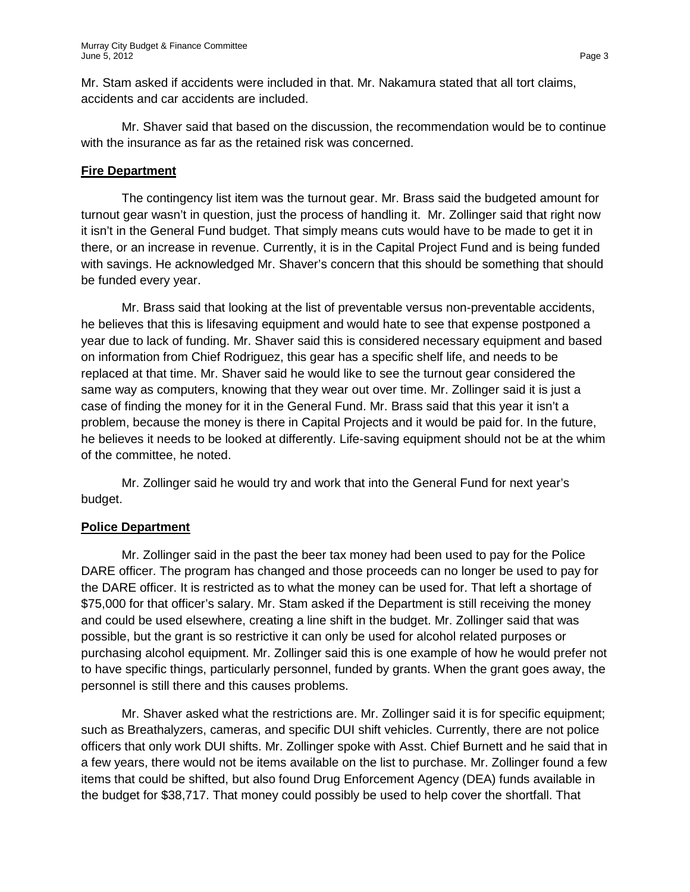Mr. Stam asked if accidents were included in that. Mr. Nakamura stated that all tort claims, accidents and car accidents are included.

Mr. Shaver said that based on the discussion, the recommendation would be to continue with the insurance as far as the retained risk was concerned.

**Fire Department**

The contingency list item was the turnout gear. Mr. Brass said the budgeted amount for turnout gear wasn't in question, just the process of handling it. Mr. Zollinger said that right now it isn't in the General Fund budget. That simply means cuts would have to be made to get it in there, or an increase in revenue. Currently, it is in the Capital Project Fund and is being funded with savings. He acknowledged Mr. Shaver's concern that this should be something that should be funded every year.

Mr. Brass said that looking at the list of preventable versus non-preventable accidents, he believes that this is lifesaving equipment and would hate to see that expense postponed a year due to lack of funding. Mr. Shaver said this is considered necessary equipment and based on information from Chief Rodriguez, this gear has a specific shelf life, and needs to be replaced at that time. Mr. Shaver said he would like to see the turnout gear considered the same way as computers, knowing that they wear out over time. Mr. Zollinger said it is just a case of finding the money for it in the General Fund. Mr. Brass said that this year it isn't a problem, because the money is there in Capital Projects and it would be paid for. In the future, he believes it needs to be looked at differently. Life-saving equipment should not be at the whim of the committee, he noted.

Mr. Zollinger said he would try and work that into the General Fund for next year's budget.

**Police Department**

Mr. Zollinger said in the past the beer tax money had been used to pay for the Police DARE officer. The program has changed and those proceeds can no longer be used to pay for the DARE officer. It is restricted as to what the money can be used for. That left a shortage of $75,000 for that officer's salary. Mr. Stam asked if the Department is still receiving the money and could be used elsewhere, creating a line shift in the budget. Mr. Zollinger said that was possible, but the grant is so restrictive it can only be used for alcohol related purposes or purchasing alcohol equipment. Mr. Zollinger said this is one example of how he would prefer not to have specific things, particularly personnel, funded by grants. When the grant goes away, the personnel is still there and this causes problems.

Mr. Shaver asked what the restrictions are. Mr. Zollinger said it is for specific equipment; such as Breathalyzers, cameras, and specific DUI shift vehicles. Currently, there are not police officers that only work DUI shifts. Mr. Zollinger spoke with Asst. Chief Burnett and he said that in a few years, there would not be items available on the list to purchase. Mr. Zollinger found a few items that could be shifted, but also found Drug Enforcement Agency (DEA) funds available in the budget for $38,717. That money could possibly be used to help cover the shortfall. That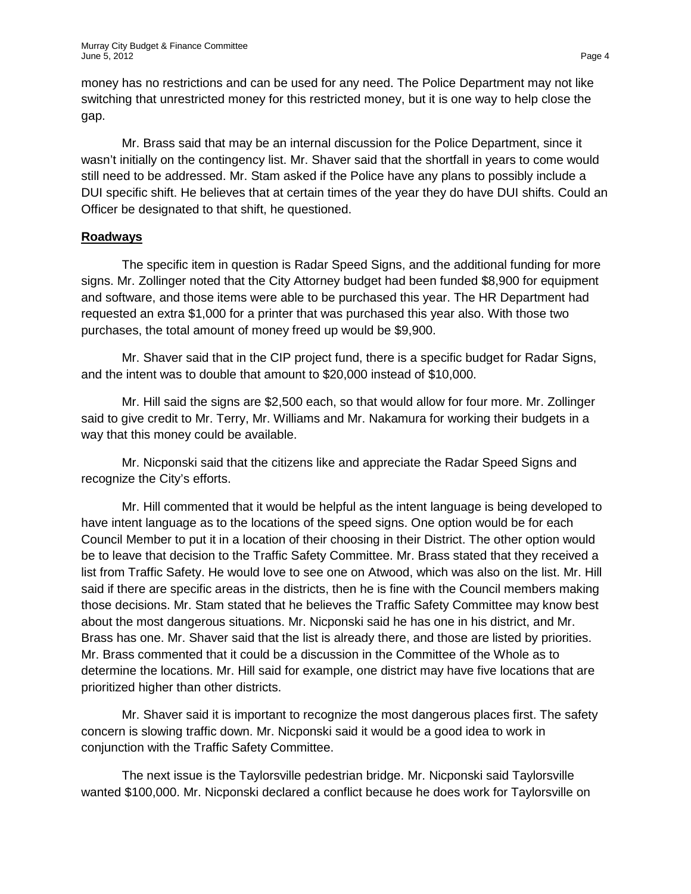money has no restrictions and can be used for any need. The Police Department may not like switching that unrestricted money for this restricted money, but it is one way to help close the gap.

Mr. Brass said that may be an internal discussion for the Police Department, since it wasn't initially on the contingency list. Mr. Shaver said that the shortfall in years to come would still need to be addressed. Mr. Stam asked if the Police have any plans to possibly include a DUI specific shift. He believes that at certain times of the year they do have DUI shifts. Could an Officer be designated to that shift, he questioned.

**Roadways**

The specific item in question is Radar Speed Signs, and the additional funding for more signs. Mr. Zollinger noted that the City Attorney budget had been funded $8,900 for equipment and software, and those items were able to be purchased this year. The HR Department had requested an extra $1,000 for a printer that was purchased this year also. With those two purchases, the total amount of money freed up would be $9,900.

Mr. Shaver said that in the CIP project fund, there is a specific budget for Radar Signs, and the intent was to double that amount to $20,000 instead of $10,000.

Mr. Hill said the signs are $2,500 each, so that would allow for four more. Mr. Zollinger said to give credit to Mr. Terry, Mr. Williams and Mr. Nakamura for working their budgets in a way that this money could be available.

Mr. Nicponski said that the citizens like and appreciate the Radar Speed Signs and recognize the City's efforts.

Mr. Hill commented that it would be helpful as the intent language is being developed to have intent language as to the locations of the speed signs. One option would be for each Council Member to put it in a location of their choosing in their District. The other option would be to leave that decision to the Traffic Safety Committee. Mr. Brass stated that they received a list from Traffic Safety. He would love to see one on Atwood, which was also on the list. Mr. Hill said if there are specific areas in the districts, then he is fine with the Council members making those decisions. Mr. Stam stated that he believes the Traffic Safety Committee may know best about the most dangerous situations. Mr. Nicponski said he has one in his district, and Mr. Brass has one. Mr. Shaver said that the list is already there, and those are listed by priorities. Mr. Brass commented that it could be a discussion in the Committee of the Whole as to determine the locations. Mr. Hill said for example, one district may have five locations that are prioritized higher than other districts.

Mr. Shaver said it is important to recognize the most dangerous places first. The safety concern is slowing traffic down. Mr. Nicponski said it would be a good idea to work in conjunction with the Traffic Safety Committee.

The next issue is the Taylorsville pedestrian bridge. Mr. Nicponski said Taylorsville wanted $100,000. Mr. Nicponski declared a conflict because he does work for Taylorsville on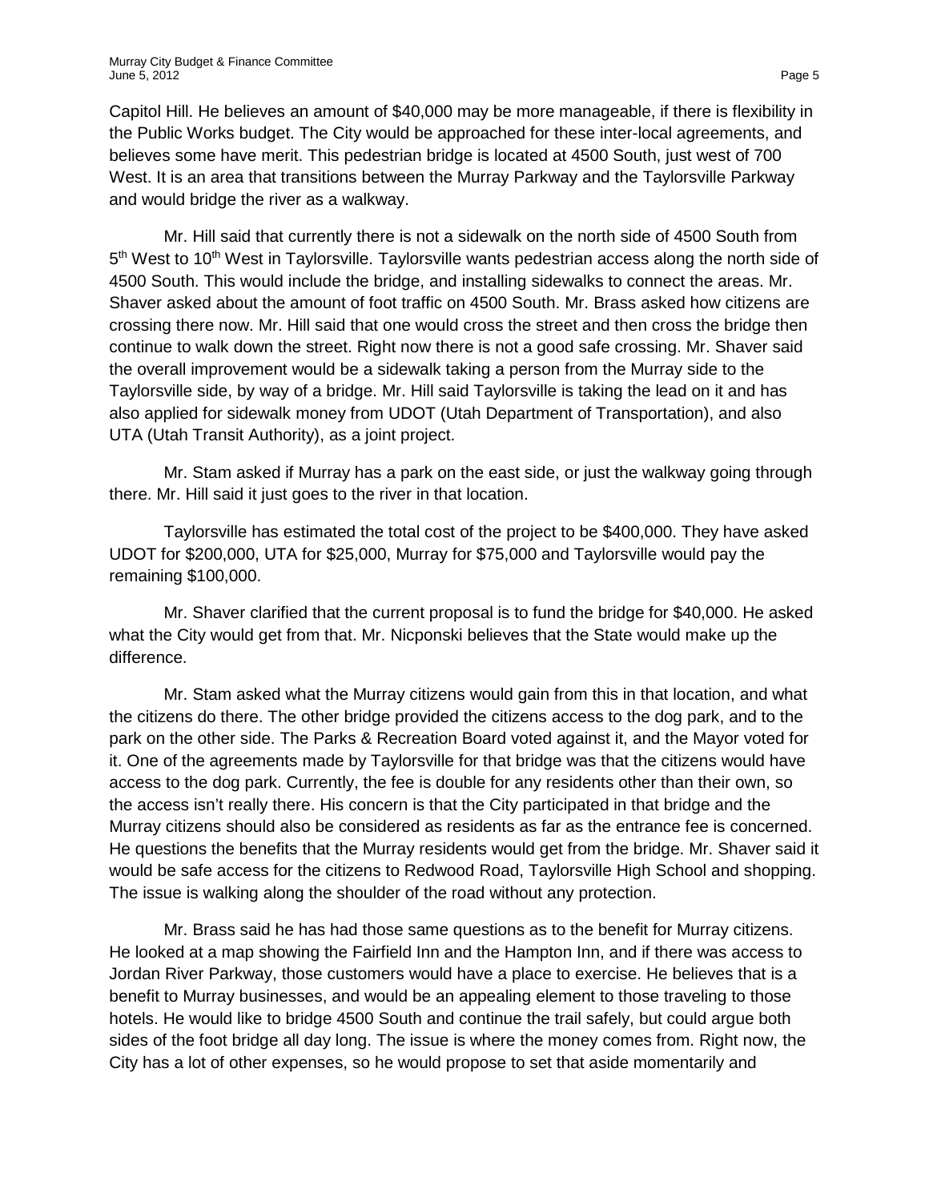Capitol Hill. He believes an amount of $40,000 may be more manageable, if there is flexibility in the Public Works budget. The City would be approached for these inter-local agreements, and believes some have merit. This pedestrian bridge is located at 4500 South, just west of 700 West. It is an area that transitions between the Murray Parkway and the Taylorsville Parkway and would bridge the river as a walkway.

Mr. Hill said that currently there is not a sidewalk on the north side of 4500 South from 5th West to 10th West in Taylorsville. Taylorsville wants pedestrian access along the north side of 4500 South. This would include the bridge, and installing sidewalks to connect the areas. Mr. Shaver asked about the amount of foot traffic on 4500 South. Mr. Brass asked how citizens are crossing there now. Mr. Hill said that one would cross the street and then cross the bridge then continue to walk down the street. Right now there is not a good safe crossing. Mr. Shaver said the overall improvement would be a sidewalk taking a person from the Murray side to the Taylorsville side, by way of a bridge. Mr. Hill said Taylorsville is taking the lead on it and has also applied for sidewalk money from UDOT (Utah Department of Transportation), and also UTA (Utah Transit Authority), as a joint project.

Mr. Stam asked if Murray has a park on the east side, or just the walkway going through there. Mr. Hill said it just goes to the river in that location.

Taylorsville has estimated the total cost of the project to be $400,000. They have asked UDOT for $200,000, UTA for $25,000, Murray for $75,000 and Taylorsville would pay the remaining $100,000.

Mr. Shaver clarified that the current proposal is to fund the bridge for $40,000. He asked what the City would get from that. Mr. Nicponski believes that the State would make up the difference.

Mr. Stam asked what the Murray citizens would gain from this in that location, and what the citizens do there. The other bridge provided the citizens access to the dog park, and to the park on the other side. The Parks & Recreation Board voted against it, and the Mayor voted for it. One of the agreements made by Taylorsville for that bridge was that the citizens would have access to the dog park. Currently, the fee is double for any residents other than their own, so the access isn't really there. His concern is that the City participated in that bridge and the Murray citizens should also be considered as residents as far as the entrance fee is concerned. He questions the benefits that the Murray residents would get from the bridge. Mr. Shaver said it would be safe access for the citizens to Redwood Road, Taylorsville High School and shopping. The issue is walking along the shoulder of the road without any protection.

Mr. Brass said he has had those same questions as to the benefit for Murray citizens. He looked at a map showing the Fairfield Inn and the Hampton Inn, and if there was access to Jordan River Parkway, those customers would have a place to exercise. He believes that is a benefit to Murray businesses, and would be an appealing element to those traveling to those hotels. He would like to bridge 4500 South and continue the trail safely, but could argue both sides of the foot bridge all day long. The issue is where the money comes from. Right now, the City has a lot of other expenses, so he would propose to set that aside momentarily and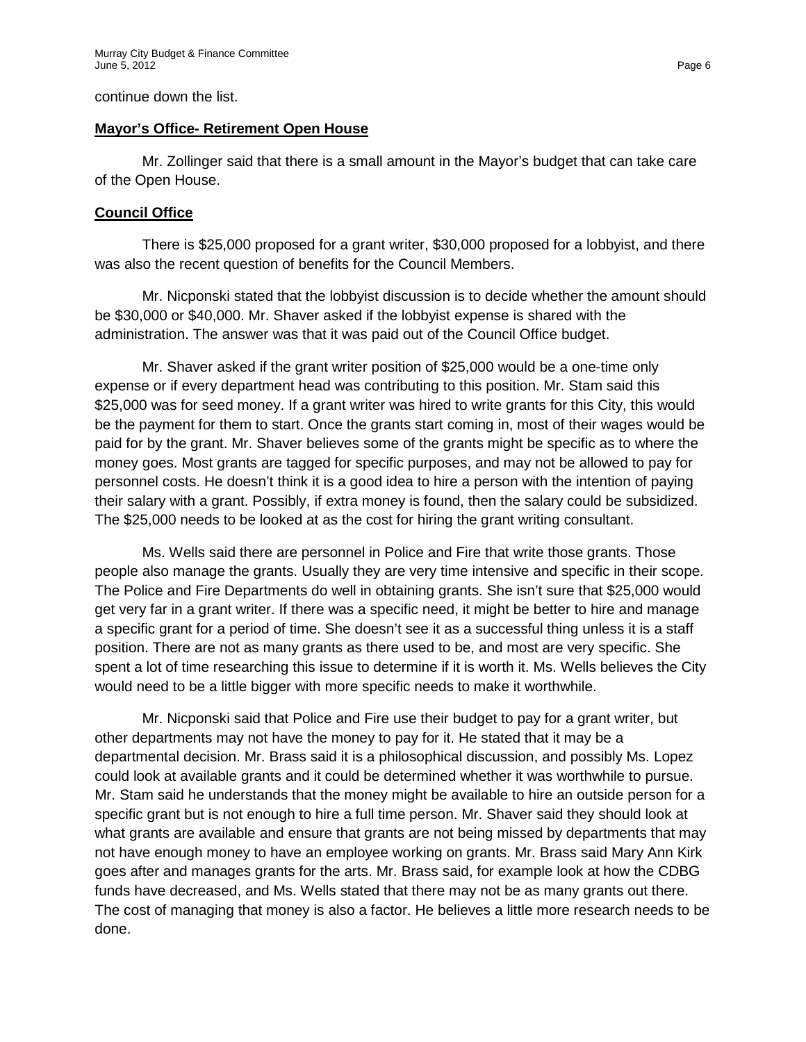continue down the list.

**Mayor's Office- Retirement Open House**

Mr. Zollinger said that there is a small amount in the Mayor's budget that can take care of the Open House.

**Council Office**

There is $25,000 proposed for a grant writer, $30,000 proposed for a lobbyist, and there was also the recent question of benefits for the Council Members.

Mr. Nicponski stated that the lobbyist discussion is to decide whether the amount should be $30,000 or $40,000. Mr. Shaver asked if the lobbyist expense is shared with the administration. The answer was that it was paid out of the Council Office budget.

Mr. Shaver asked if the grant writer position of $25,000 would be a one-time only expense or if every department head was contributing to this position. Mr. Stam said this $25,000 was for seed money. If a grant writer was hired to write grants for this City, this would be the payment for them to start. Once the grants start coming in, most of their wages would be paid for by the grant. Mr. Shaver believes some of the grants might be specific as to where the money goes. Most grants are tagged for specific purposes, and may not be allowed to pay for personnel costs. He doesn't think it is a good idea to hire a person with the intention of paying their salary with a grant. Possibly, if extra money is found, then the salary could be subsidized. The $25,000 needs to be looked at as the cost for hiring the grant writing consultant.

Ms. Wells said there are personnel in Police and Fire that write those grants. Those people also manage the grants. Usually they are very time intensive and specific in their scope. The Police and Fire Departments do well in obtaining grants. She isn't sure that $25,000 would get very far in a grant writer. If there was a specific need, it might be better to hire and manage a specific grant for a period of time. She doesn't see it as a successful thing unless it is a staff position. There are not as many grants as there used to be, and most are very specific. She spent a lot of time researching this issue to determine if it is worth it. Ms. Wells believes the City would need to be a little bigger with more specific needs to make it worthwhile.

Mr. Nicponski said that Police and Fire use their budget to pay for a grant writer, but other departments may not have the money to pay for it. He stated that it may be a departmental decision. Mr. Brass said it is a philosophical discussion, and possibly Ms. Lopez could look at available grants and it could be determined whether it was worthwhile to pursue. Mr. Stam said he understands that the money might be available to hire an outside person for a specific grant but is not enough to hire a full time person. Mr. Shaver said they should look at what grants are available and ensure that grants are not being missed by departments that may not have enough money to have an employee working on grants. Mr. Brass said Mary Ann Kirk goes after and manages grants for the arts. Mr. Brass said, for example look at how the CDBG funds have decreased, and Ms. Wells stated that there may not be as many grants out there. The cost of managing that money is also a factor. He believes a little more research needs to be done.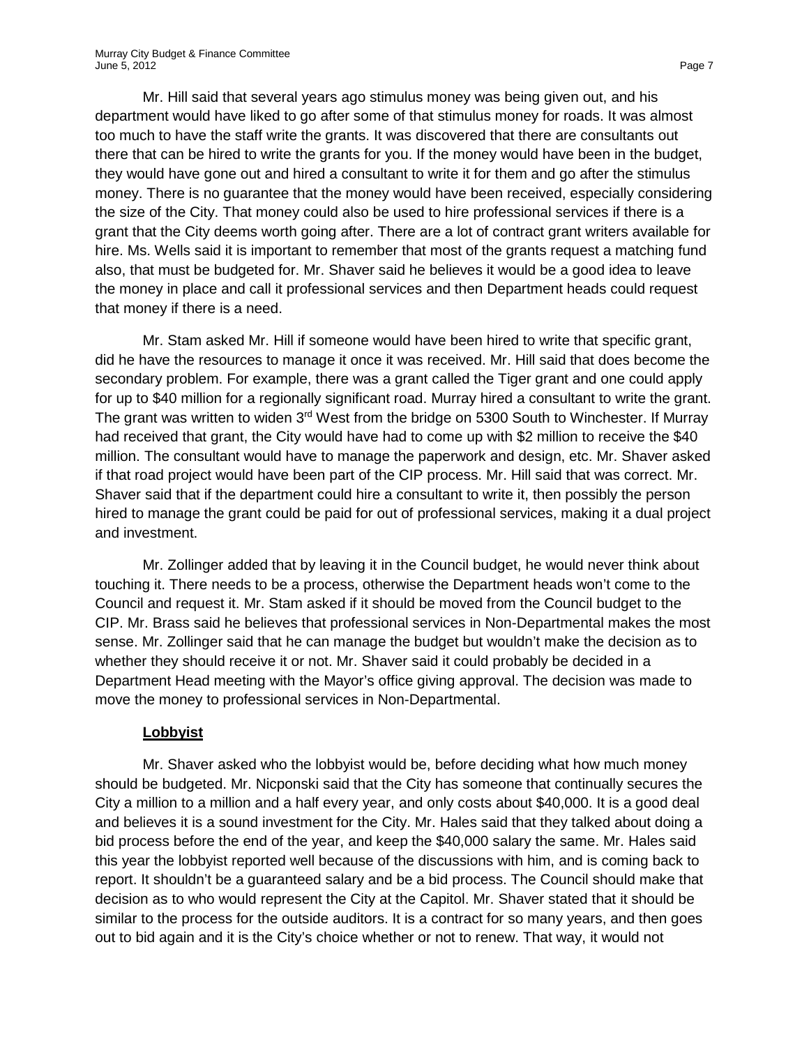Mr. Hill said that several years ago stimulus money was being given out, and his department would have liked to go after some of that stimulus money for roads. It was almost too much to have the staff write the grants. It was discovered that there are consultants out there that can be hired to write the grants for you. If the money would have been in the budget, they would have gone out and hired a consultant to write it for them and go after the stimulus money. There is no guarantee that the money would have been received, especially considering the size of the City. That money could also be used to hire professional services if there is a grant that the City deems worth going after. There are a lot of contract grant writers available for hire. Ms. Wells said it is important to remember that most of the grants request a matching fund also, that must be budgeted for. Mr. Shaver said he believes it would be a good idea to leave the money in place and call it professional services and then Department heads could request that money if there is a need.

Mr. Stam asked Mr. Hill if someone would have been hired to write that specific grant, did he have the resources to manage it once it was received. Mr. Hill said that does become the secondary problem. For example, there was a grant called the Tiger grant and one could apply for up to \$40 million for a regionally significant road. Murray hired a consultant to write the grant. The grant was written to widen 3rd West from the bridge on 5300 South to Winchester. If Murray had received that grant, the City would have had to come up with \$2 million to receive the \$40 million. The consultant would have to manage the paperwork and design, etc. Mr. Shaver asked if that road project would have been part of the CIP process. Mr. Hill said that was correct. Mr. Shaver said that if the department could hire a consultant to write it, then possibly the person hired to manage the grant could be paid for out of professional services, making it a dual project and investment.

Mr. Zollinger added that by leaving it in the Council budget, he would never think about touching it. There needs to be a process, otherwise the Department heads won't come to the Council and request it. Mr. Stam asked if it should be moved from the Council budget to the CIP. Mr. Brass said he believes that professional services in Non-Departmental makes the most sense. Mr. Zollinger said that he can manage the budget but wouldn't make the decision as to whether they should receive it or not. Mr. Shaver said it could probably be decided in a Department Head meeting with the Mayor's office giving approval. The decision was made to move the money to professional services in Non-Departmental.

**Lobbyist**

Mr. Shaver asked who the lobbyist would be, before deciding what how much money should be budgeted. Mr. Nicponski said that the City has someone that continually secures the City a million to a million and a half every year, and only costs about \$40,000. It is a good deal and believes it is a sound investment for the City. Mr. Hales said that they talked about doing a bid process before the end of the year, and keep the \$40,000 salary the same. Mr. Hales said this year the lobbyist reported well because of the discussions with him, and is coming back to report. It shouldn't be a guaranteed salary and be a bid process. The Council should make that decision as to who would represent the City at the Capitol. Mr. Shaver stated that it should be similar to the process for the outside auditors. It is a contract for so many years, and then goes out to bid again and it is the City's choice whether or not to renew. That way, it would not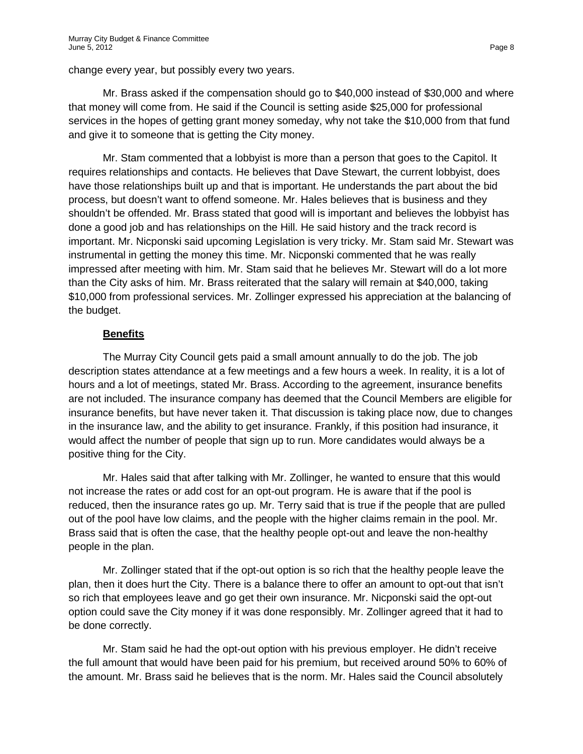change every year, but possibly every two years.

Mr. Brass asked if the compensation should go to $40,000 instead of $30,000 and where that money will come from. He said if the Council is setting aside $25,000 for professional services in the hopes of getting grant money someday, why not take the $10,000 from that fund and give it to someone that is getting the City money.

Mr. Stam commented that a lobbyist is more than a person that goes to the Capitol. It requires relationships and contacts. He believes that Dave Stewart, the current lobbyist, does have those relationships built up and that is important. He understands the part about the bid process, but doesn't want to offend someone. Mr. Hales believes that is business and they shouldn't be offended. Mr. Brass stated that good will is important and believes the lobbyist has done a good job and has relationships on the Hill. He said history and the track record is important. Mr. Nicponski said upcoming Legislation is very tricky. Mr. Stam said Mr. Stewart was instrumental in getting the money this time. Mr. Nicponski commented that he was really impressed after meeting with him. Mr. Stam said that he believes Mr. Stewart will do a lot more than the City asks of him. Mr. Brass reiterated that the salary will remain at $40,000, taking $10,000 from professional services. Mr. Zollinger expressed his appreciation at the balancing of the budget.

**Benefits**

The Murray City Council gets paid a small amount annually to do the job. The job description states attendance at a few meetings and a few hours a week. In reality, it is a lot of hours and a lot of meetings, stated Mr. Brass. According to the agreement, insurance benefits are not included. The insurance company has deemed that the Council Members are eligible for insurance benefits, but have never taken it. That discussion is taking place now, due to changes in the insurance law, and the ability to get insurance. Frankly, if this position had insurance, it would affect the number of people that sign up to run. More candidates would always be a positive thing for the City.

Mr. Hales said that after talking with Mr. Zollinger, he wanted to ensure that this would not increase the rates or add cost for an opt-out program. He is aware that if the pool is reduced, then the insurance rates go up. Mr. Terry said that is true if the people that are pulled out of the pool have low claims, and the people with the higher claims remain in the pool. Mr. Brass said that is often the case, that the healthy people opt-out and leave the non-healthy people in the plan.

Mr. Zollinger stated that if the opt-out option is so rich that the healthy people leave the plan, then it does hurt the City. There is a balance there to offer an amount to opt-out that isn't so rich that employees leave and go get their own insurance. Mr. Nicponski said the opt-out option could save the City money if it was done responsibly. Mr. Zollinger agreed that it had to be done correctly.

Mr. Stam said he had the opt-out option with his previous employer. He didn't receive the full amount that would have been paid for his premium, but received around 50% to 60% of the amount. Mr. Brass said he believes that is the norm. Mr. Hales said the Council absolutely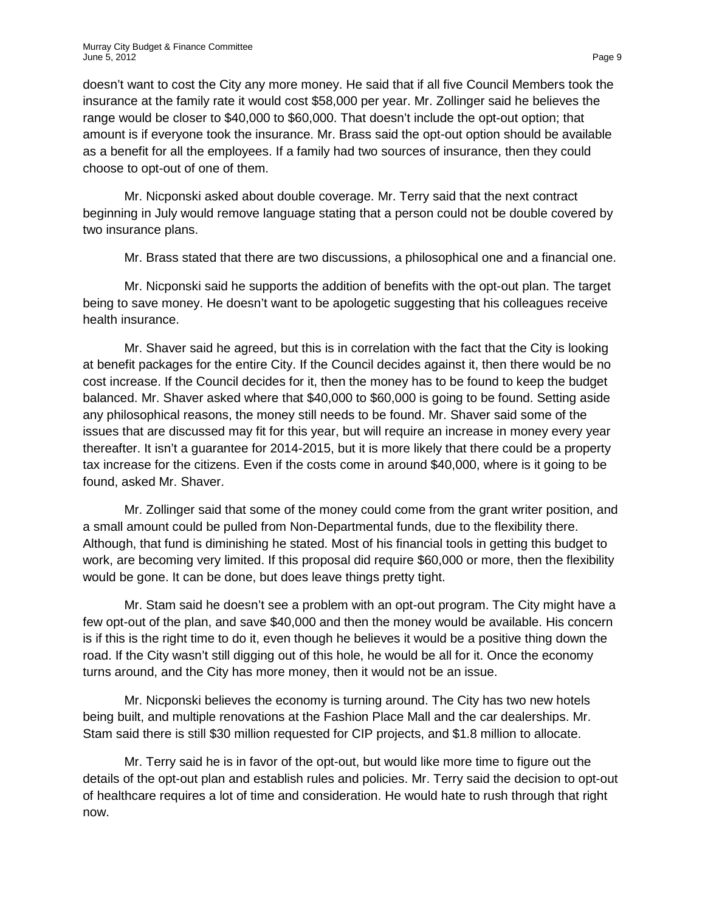doesn't want to cost the City any more money. He said that if all five Council Members took the insurance at the family rate it would cost $58,000 per year. Mr. Zollinger said he believes the range would be closer to $40,000 to $60,000. That doesn't include the opt-out option; that amount is if everyone took the insurance. Mr. Brass said the opt-out option should be available as a benefit for all the employees. If a family had two sources of insurance, then they could choose to opt-out of one of them.

Mr. Nicponski asked about double coverage. Mr. Terry said that the next contract beginning in July would remove language stating that a person could not be double covered by two insurance plans.

Mr. Brass stated that there are two discussions, a philosophical one and a financial one.

Mr. Nicponski said he supports the addition of benefits with the opt-out plan. The target being to save money. He doesn't want to be apologetic suggesting that his colleagues receive health insurance.

Mr. Shaver said he agreed, but this is in correlation with the fact that the City is looking at benefit packages for the entire City. If the Council decides against it, then there would be no cost increase. If the Council decides for it, then the money has to be found to keep the budget balanced. Mr. Shaver asked where that $40,000 to $60,000 is going to be found. Setting aside any philosophical reasons, the money still needs to be found. Mr. Shaver said some of the issues that are discussed may fit for this year, but will require an increase in money every year thereafter. It isn't a guarantee for 2014-2015, but it is more likely that there could be a property tax increase for the citizens. Even if the costs come in around $40,000, where is it going to be found, asked Mr. Shaver.

Mr. Zollinger said that some of the money could come from the grant writer position, and a small amount could be pulled from Non-Departmental funds, due to the flexibility there. Although, that fund is diminishing he stated. Most of his financial tools in getting this budget to work, are becoming very limited. If this proposal did require $60,000 or more, then the flexibility would be gone. It can be done, but does leave things pretty tight.

Mr. Stam said he doesn't see a problem with an opt-out program. The City might have a few opt-out of the plan, and save $40,000 and then the money would be available. His concern is if this is the right time to do it, even though he believes it would be a positive thing down the road. If the City wasn't still digging out of this hole, he would be all for it. Once the economy turns around, and the City has more money, then it would not be an issue.

Mr. Nicponski believes the economy is turning around. The City has two new hotels being built, and multiple renovations at the Fashion Place Mall and the car dealerships. Mr. Stam said there is still $30 million requested for CIP projects, and $1.8 million to allocate.

Mr. Terry said he is in favor of the opt-out, but would like more time to figure out the details of the opt-out plan and establish rules and policies. Mr. Terry said the decision to opt-out of healthcare requires a lot of time and consideration. He would hate to rush through that right now.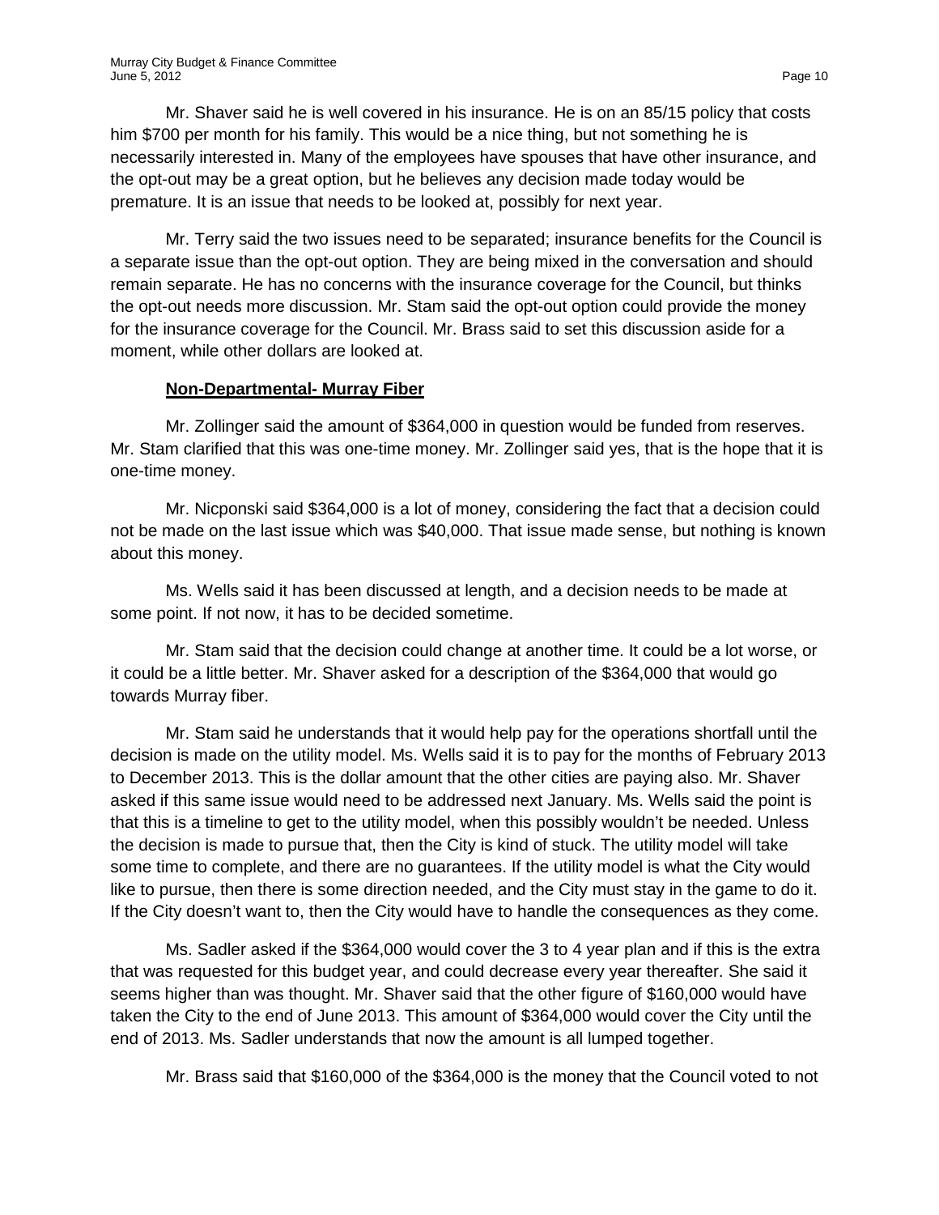Mr. Shaver said he is well covered in his insurance. He is on an 85/15 policy that costs him $700 per month for his family. This would be a nice thing, but not something he is necessarily interested in. Many of the employees have spouses that have other insurance, and the opt-out may be a great option, but he believes any decision made today would be premature. It is an issue that needs to be looked at, possibly for next year.

Mr. Terry said the two issues need to be separated; insurance benefits for the Council is a separate issue than the opt-out option. They are being mixed in the conversation and should remain separate. He has no concerns with the insurance coverage for the Council, but thinks the opt-out needs more discussion. Mr. Stam said the opt-out option could provide the money for the insurance coverage for the Council. Mr. Brass said to set this discussion aside for a moment, while other dollars are looked at.

**Non-Departmental- Murray Fiber**

Mr. Zollinger said the amount of $364,000 in question would be funded from reserves. Mr. Stam clarified that this was one-time money. Mr. Zollinger said yes, that is the hope that it is one-time money.

Mr. Nicponski said $364,000 is a lot of money, considering the fact that a decision could not be made on the last issue which was $40,000. That issue made sense, but nothing is known about this money.

Ms. Wells said it has been discussed at length, and a decision needs to be made at some point. If not now, it has to be decided sometime.

Mr. Stam said that the decision could change at another time. It could be a lot worse, or it could be a little better. Mr. Shaver asked for a description of the $364,000 that would go towards Murray fiber.

Mr. Stam said he understands that it would help pay for the operations shortfall until the decision is made on the utility model. Ms. Wells said it is to pay for the months of February 2013 to December 2013. This is the dollar amount that the other cities are paying also. Mr. Shaver asked if this same issue would need to be addressed next January. Ms. Wells said the point is that this is a timeline to get to the utility model, when this possibly wouldn't be needed. Unless the decision is made to pursue that, then the City is kind of stuck. The utility model will take some time to complete, and there are no guarantees. If the utility model is what the City would like to pursue, then there is some direction needed, and the City must stay in the game to do it. If the City doesn't want to, then the City would have to handle the consequences as they come.

Ms. Sadler asked if the $364,000 would cover the 3 to 4 year plan and if this is the extra that was requested for this budget year, and could decrease every year thereafter. She said it seems higher than was thought. Mr. Shaver said that the other figure of $160,000 would have taken the City to the end of June 2013. This amount of $364,000 would cover the City until the end of 2013. Ms. Sadler understands that now the amount is all lumped together.

Mr. Brass said that $160,000 of the $364,000 is the money that the Council voted to not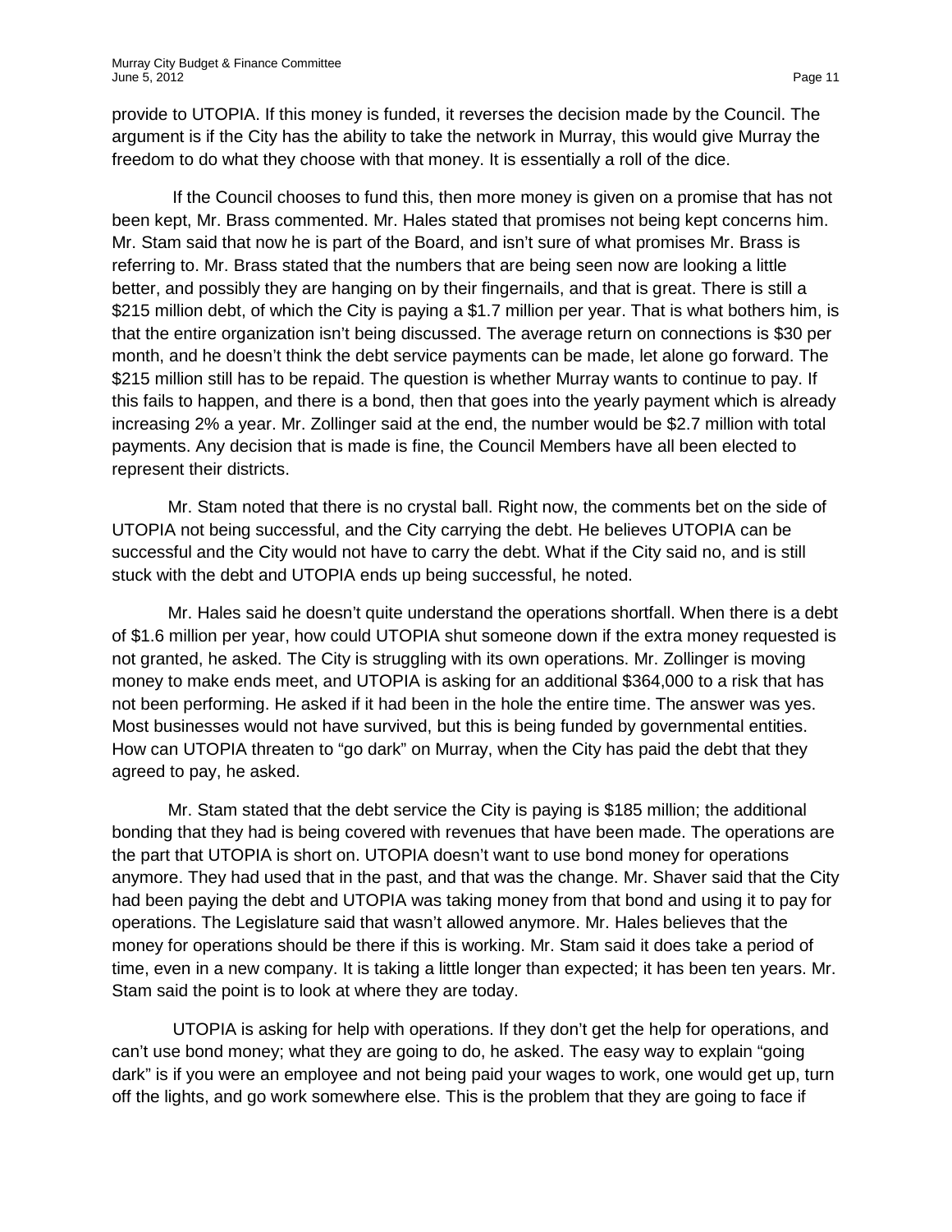provide to UTOPIA. If this money is funded, it reverses the decision made by the Council. The argument is if the City has the ability to take the network in Murray, this would give Murray the freedom to do what they choose with that money. It is essentially a roll of the dice.

If the Council chooses to fund this, then more money is given on a promise that has not been kept, Mr. Brass commented. Mr. Hales stated that promises not being kept concerns him. Mr. Stam said that now he is part of the Board, and isn't sure of what promises Mr. Brass is referring to. Mr. Brass stated that the numbers that are being seen now are looking a little better, and possibly they are hanging on by their fingernails, and that is great. There is still a $215 million debt, of which the City is paying a $1.7 million per year. That is what bothers him, is that the entire organization isn't being discussed. The average return on connections is $30 per month, and he doesn't think the debt service payments can be made, let alone go forward. The $215 million still has to be repaid. The question is whether Murray wants to continue to pay. If this fails to happen, and there is a bond, then that goes into the yearly payment which is already increasing 2% a year. Mr. Zollinger said at the end, the number would be $2.7 million with total payments. Any decision that is made is fine, the Council Members have all been elected to represent their districts.

Mr. Stam noted that there is no crystal ball. Right now, the comments bet on the side of UTOPIA not being successful, and the City carrying the debt. He believes UTOPIA can be successful and the City would not have to carry the debt. What if the City said no, and is still stuck with the debt and UTOPIA ends up being successful, he noted.

Mr. Hales said he doesn't quite understand the operations shortfall. When there is a debt of $1.6 million per year, how could UTOPIA shut someone down if the extra money requested is not granted, he asked. The City is struggling with its own operations. Mr. Zollinger is moving money to make ends meet, and UTOPIA is asking for an additional $364,000 to a risk that has not been performing. He asked if it had been in the hole the entire time. The answer was yes. Most businesses would not have survived, but this is being funded by governmental entities. How can UTOPIA threaten to "go dark" on Murray, when the City has paid the debt that they agreed to pay, he asked.

Mr. Stam stated that the debt service the City is paying is $185 million; the additional bonding that they had is being covered with revenues that have been made. The operations are the part that UTOPIA is short on. UTOPIA doesn't want to use bond money for operations anymore. They had used that in the past, and that was the change. Mr. Shaver said that the City had been paying the debt and UTOPIA was taking money from that bond and using it to pay for operations. The Legislature said that wasn't allowed anymore. Mr. Hales believes that the money for operations should be there if this is working. Mr. Stam said it does take a period of time, even in a new company. It is taking a little longer than expected; it has been ten years. Mr. Stam said the point is to look at where they are today.

UTOPIA is asking for help with operations. If they don't get the help for operations, and can't use bond money; what they are going to do, he asked. The easy way to explain "going dark" is if you were an employee and not being paid your wages to work, one would get up, turn off the lights, and go work somewhere else. This is the problem that they are going to face if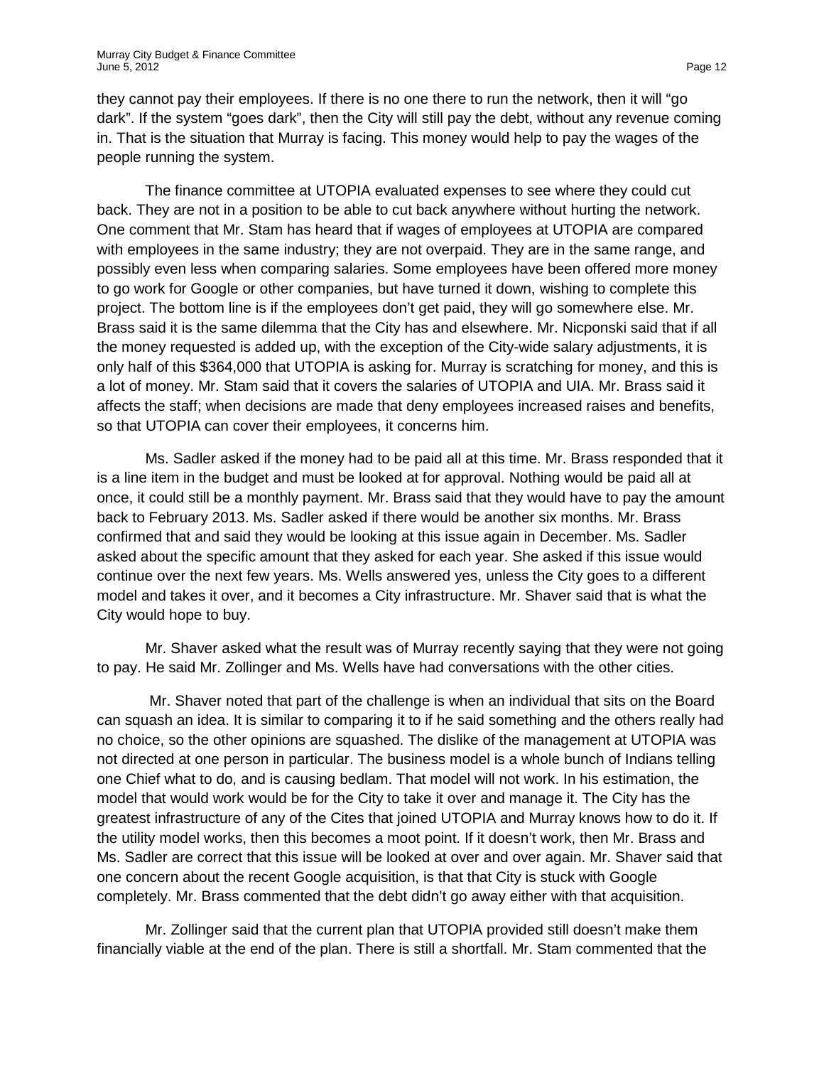they cannot pay their employees. If there is no one there to run the network, then it will "go dark". If the system "goes dark", then the City will still pay the debt, without any revenue coming in. That is the situation that Murray is facing. This money would help to pay the wages of the people running the system.

The finance committee at UTOPIA evaluated expenses to see where they could cut back. They are not in a position to be able to cut back anywhere without hurting the network. One comment that Mr. Stam has heard that if wages of employees at UTOPIA are compared with employees in the same industry; they are not overpaid. They are in the same range, and possibly even less when comparing salaries. Some employees have been offered more money to go work for Google or other companies, but have turned it down, wishing to complete this project. The bottom line is if the employees don't get paid, they will go somewhere else. Mr. Brass said it is the same dilemma that the City has and elsewhere. Mr. Nicponski said that if all the money requested is added up, with the exception of the City-wide salary adjustments, it is only half of this $364,000 that UTOPIA is asking for. Murray is scratching for money, and this is a lot of money. Mr. Stam said that it covers the salaries of UTOPIA and UIA. Mr. Brass said it affects the staff; when decisions are made that deny employees increased raises and benefits, so that UTOPIA can cover their employees, it concerns him.

Ms. Sadler asked if the money had to be paid all at this time. Mr. Brass responded that it is a line item in the budget and must be looked at for approval. Nothing would be paid all at once, it could still be a monthly payment. Mr. Brass said that they would have to pay the amount back to February 2013. Ms. Sadler asked if there would be another six months. Mr. Brass confirmed that and said they would be looking at this issue again in December. Ms. Sadler asked about the specific amount that they asked for each year. She asked if this issue would continue over the next few years. Ms. Wells answered yes, unless the City goes to a different model and takes it over, and it becomes a City infrastructure. Mr. Shaver said that is what the City would hope to buy.

Mr. Shaver asked what the result was of Murray recently saying that they were not going to pay. He said Mr. Zollinger and Ms. Wells have had conversations with the other cities.

Mr. Shaver noted that part of the challenge is when an individual that sits on the Board can squash an idea. It is similar to comparing it to if he said something and the others really had no choice, so the other opinions are squashed. The dislike of the management at UTOPIA was not directed at one person in particular. The business model is a whole bunch of Indians telling one Chief what to do, and is causing bedlam. That model will not work. In his estimation, the model that would work would be for the City to take it over and manage it. The City has the greatest infrastructure of any of the Cites that joined UTOPIA and Murray knows how to do it. If the utility model works, then this becomes a moot point. If it doesn't work, then Mr. Brass and Ms. Sadler are correct that this issue will be looked at over and over again. Mr. Shaver said that one concern about the recent Google acquisition, is that that City is stuck with Google completely. Mr. Brass commented that the debt didn't go away either with that acquisition.

Mr. Zollinger said that the current plan that UTOPIA provided still doesn't make them financially viable at the end of the plan. There is still a shortfall. Mr. Stam commented that the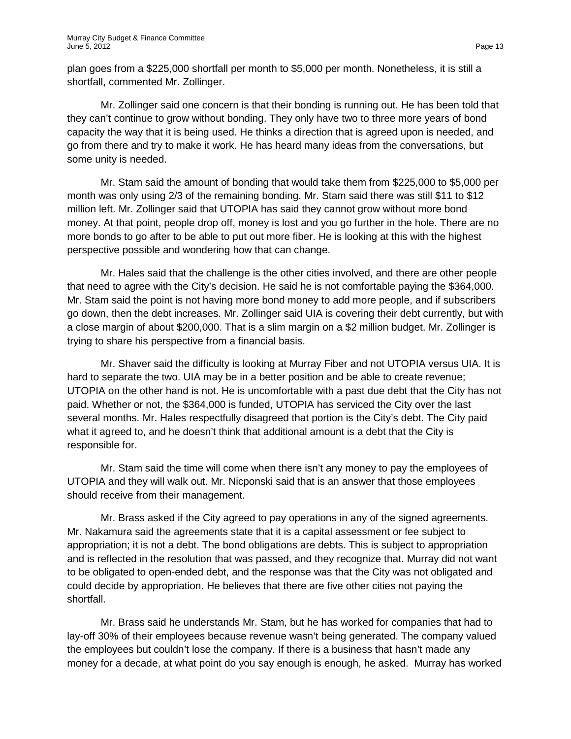plan goes from a $225,000 shortfall per month to $5,000 per month. Nonetheless, it is still a shortfall, commented Mr. Zollinger.

Mr. Zollinger said one concern is that their bonding is running out. He has been told that they can't continue to grow without bonding. They only have two to three more years of bond capacity the way that it is being used. He thinks a direction that is agreed upon is needed, and go from there and try to make it work. He has heard many ideas from the conversations, but some unity is needed.

Mr. Stam said the amount of bonding that would take them from $225,000 to $5,000 per month was only using 2/3 of the remaining bonding. Mr. Stam said there was still $11 to $12 million left. Mr. Zollinger said that UTOPIA has said they cannot grow without more bond money. At that point, people drop off, money is lost and you go further in the hole. There are no more bonds to go after to be able to put out more fiber. He is looking at this with the highest perspective possible and wondering how that can change.

Mr. Hales said that the challenge is the other cities involved, and there are other people that need to agree with the City's decision. He said he is not comfortable paying the $364,000. Mr. Stam said the point is not having more bond money to add more people, and if subscribers go down, then the debt increases. Mr. Zollinger said UIA is covering their debt currently, but with a close margin of about $200,000. That is a slim margin on a $2 million budget. Mr. Zollinger is trying to share his perspective from a financial basis.

Mr. Shaver said the difficulty is looking at Murray Fiber and not UTOPIA versus UIA. It is hard to separate the two. UIA may be in a better position and be able to create revenue; UTOPIA on the other hand is not. He is uncomfortable with a past due debt that the City has not paid. Whether or not, the $364,000 is funded, UTOPIA has serviced the City over the last several months. Mr. Hales respectfully disagreed that portion is the City's debt. The City paid what it agreed to, and he doesn't think that additional amount is a debt that the City is responsible for.

Mr. Stam said the time will come when there isn't any money to pay the employees of UTOPIA and they will walk out. Mr. Nicponski said that is an answer that those employees should receive from their management.

Mr. Brass asked if the City agreed to pay operations in any of the signed agreements. Mr. Nakamura said the agreements state that it is a capital assessment or fee subject to appropriation; it is not a debt. The bond obligations are debts. This is subject to appropriation and is reflected in the resolution that was passed, and they recognize that. Murray did not want to be obligated to open-ended debt, and the response was that the City was not obligated and could decide by appropriation. He believes that there are five other cities not paying the shortfall.

Mr. Brass said he understands Mr. Stam, but he has worked for companies that had to lay-off 30% of their employees because revenue wasn't being generated. The company valued the employees but couldn't lose the company. If there is a business that hasn't made any money for a decade, at what point do you say enough is enough, he asked. Murray has worked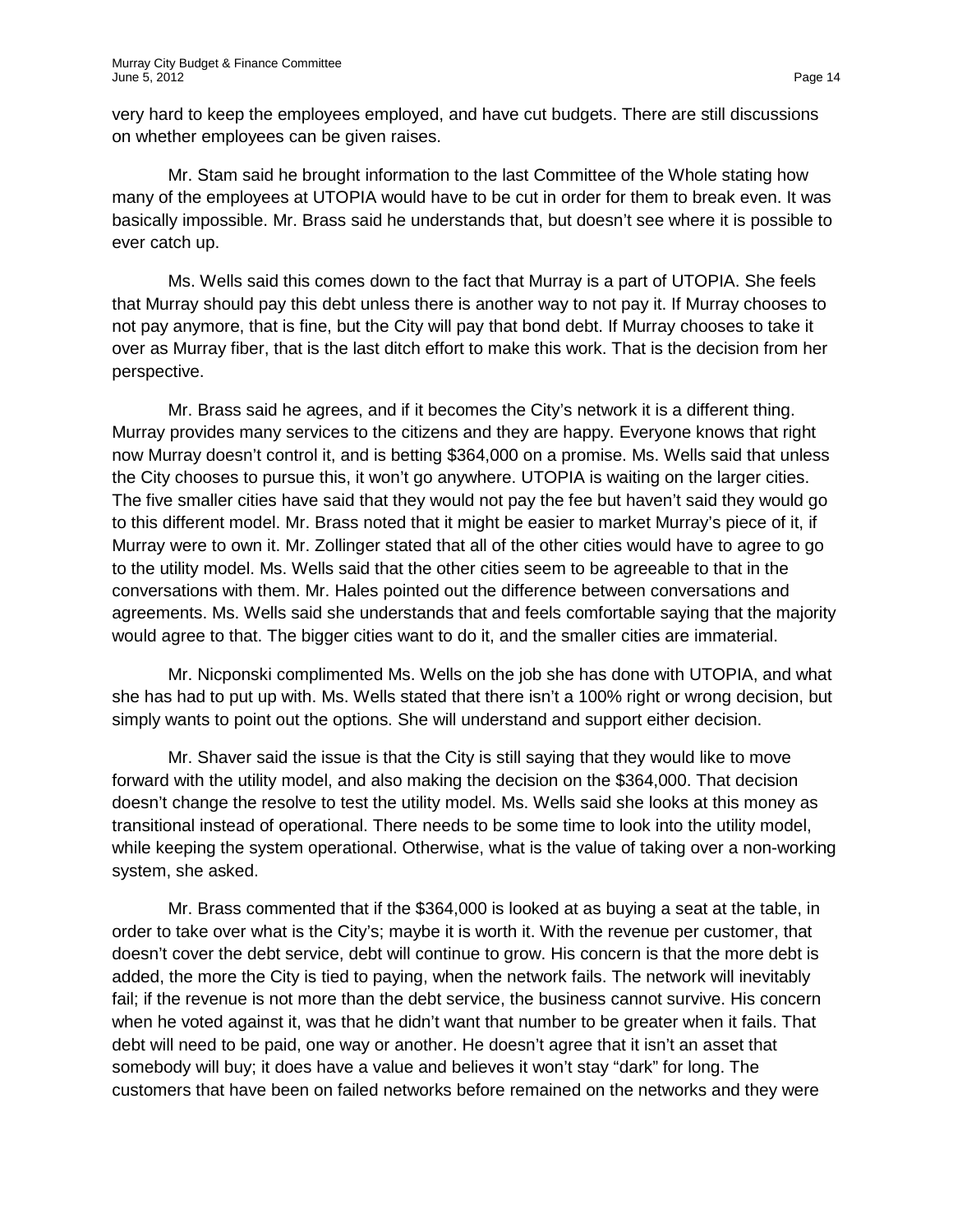very hard to keep the employees employed, and have cut budgets. There are still discussions on whether employees can be given raises.

Mr. Stam said he brought information to the last Committee of the Whole stating how many of the employees at UTOPIA would have to be cut in order for them to break even. It was basically impossible. Mr. Brass said he understands that, but doesn't see where it is possible to ever catch up.

Ms. Wells said this comes down to the fact that Murray is a part of UTOPIA. She feels that Murray should pay this debt unless there is another way to not pay it. If Murray chooses to not pay anymore, that is fine, but the City will pay that bond debt. If Murray chooses to take it over as Murray fiber, that is the last ditch effort to make this work. That is the decision from her perspective.

Mr. Brass said he agrees, and if it becomes the City's network it is a different thing. Murray provides many services to the citizens and they are happy. Everyone knows that right now Murray doesn't control it, and is betting $364,000 on a promise. Ms. Wells said that unless the City chooses to pursue this, it won't go anywhere. UTOPIA is waiting on the larger cities. The five smaller cities have said that they would not pay the fee but haven't said they would go to this different model. Mr. Brass noted that it might be easier to market Murray's piece of it, if Murray were to own it. Mr. Zollinger stated that all of the other cities would have to agree to go to the utility model. Ms. Wells said that the other cities seem to be agreeable to that in the conversations with them. Mr. Hales pointed out the difference between conversations and agreements. Ms. Wells said she understands that and feels comfortable saying that the majority would agree to that. The bigger cities want to do it, and the smaller cities are immaterial.

Mr. Nicponski complimented Ms. Wells on the job she has done with UTOPIA, and what she has had to put up with. Ms. Wells stated that there isn't a 100% right or wrong decision, but simply wants to point out the options. She will understand and support either decision.

Mr. Shaver said the issue is that the City is still saying that they would like to move forward with the utility model, and also making the decision on the $364,000. That decision doesn't change the resolve to test the utility model. Ms. Wells said she looks at this money as transitional instead of operational. There needs to be some time to look into the utility model, while keeping the system operational. Otherwise, what is the value of taking over a non-working system, she asked.

Mr. Brass commented that if the $364,000 is looked at as buying a seat at the table, in order to take over what is the City's; maybe it is worth it. With the revenue per customer, that doesn't cover the debt service, debt will continue to grow. His concern is that the more debt is added, the more the City is tied to paying, when the network fails. The network will inevitably fail; if the revenue is not more than the debt service, the business cannot survive. His concern when he voted against it, was that he didn't want that number to be greater when it fails. That debt will need to be paid, one way or another. He doesn't agree that it isn't an asset that somebody will buy; it does have a value and believes it won't stay "dark" for long. The customers that have been on failed networks before remained on the networks and they were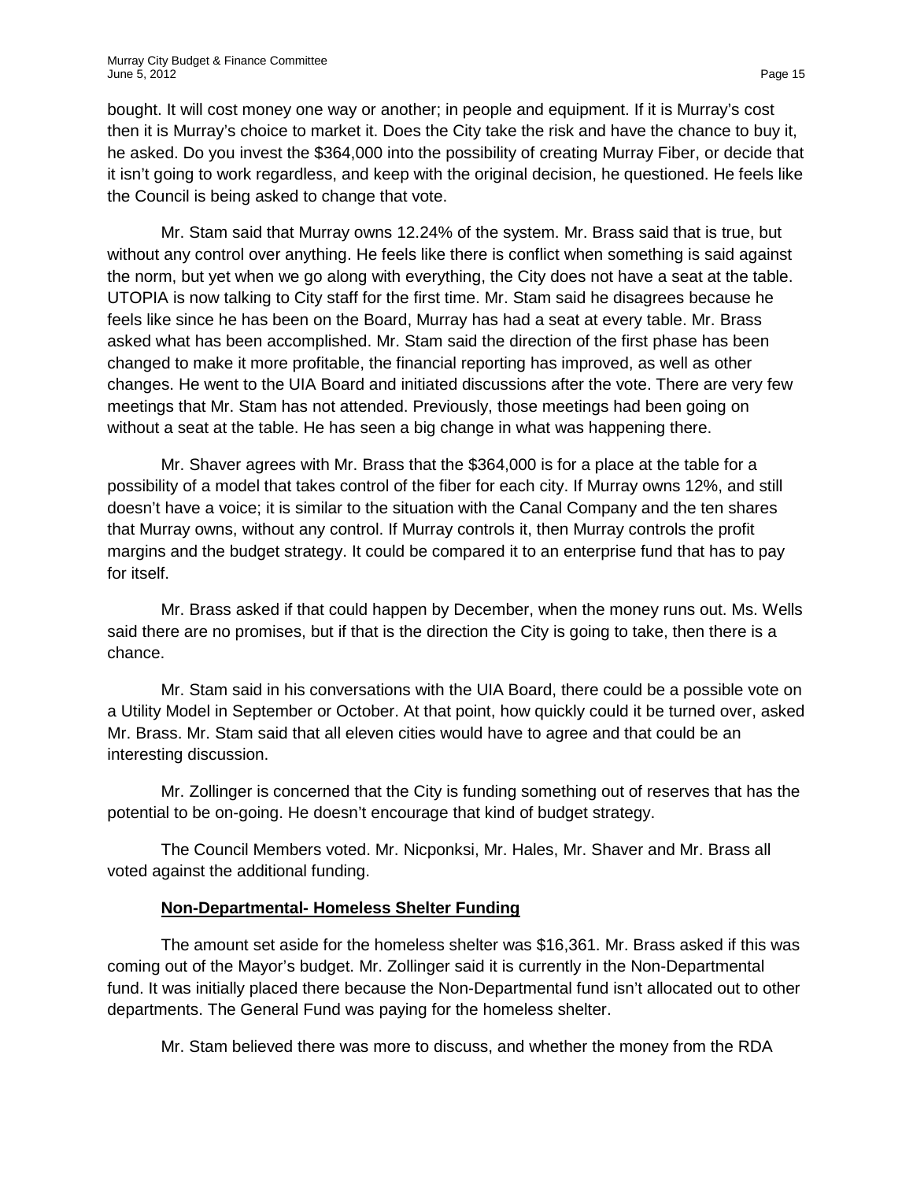bought. It will cost money one way or another; in people and equipment. If it is Murray's cost then it is Murray's choice to market it. Does the City take the risk and have the chance to buy it, he asked. Do you invest the $364,000 into the possibility of creating Murray Fiber, or decide that it isn't going to work regardless, and keep with the original decision, he questioned. He feels like the Council is being asked to change that vote.

Mr. Stam said that Murray owns 12.24% of the system. Mr. Brass said that is true, but without any control over anything. He feels like there is conflict when something is said against the norm, but yet when we go along with everything, the City does not have a seat at the table. UTOPIA is now talking to City staff for the first time. Mr. Stam said he disagrees because he feels like since he has been on the Board, Murray has had a seat at every table. Mr. Brass asked what has been accomplished. Mr. Stam said the direction of the first phase has been changed to make it more profitable, the financial reporting has improved, as well as other changes. He went to the UIA Board and initiated discussions after the vote. There are very few meetings that Mr. Stam has not attended. Previously, those meetings had been going on without a seat at the table. He has seen a big change in what was happening there.

Mr. Shaver agrees with Mr. Brass that the $364,000 is for a place at the table for a possibility of a model that takes control of the fiber for each city. If Murray owns 12%, and still doesn't have a voice; it is similar to the situation with the Canal Company and the ten shares that Murray owns, without any control. If Murray controls it, then Murray controls the profit margins and the budget strategy. It could be compared it to an enterprise fund that has to pay for itself.

Mr. Brass asked if that could happen by December, when the money runs out. Ms. Wells said there are no promises, but if that is the direction the City is going to take, then there is a chance.

Mr. Stam said in his conversations with the UIA Board, there could be a possible vote on a Utility Model in September or October. At that point, how quickly could it be turned over, asked Mr. Brass. Mr. Stam said that all eleven cities would have to agree and that could be an interesting discussion.

Mr. Zollinger is concerned that the City is funding something out of reserves that has the potential to be on-going. He doesn't encourage that kind of budget strategy.

The Council Members voted. Mr. Nicponksi, Mr. Hales, Mr. Shaver and Mr. Brass all voted against the additional funding.

**Non-Departmental- Homeless Shelter Funding**

The amount set aside for the homeless shelter was $16,361. Mr. Brass asked if this was coming out of the Mayor's budget. Mr. Zollinger said it is currently in the Non-Departmental fund. It was initially placed there because the Non-Departmental fund isn't allocated out to other departments. The General Fund was paying for the homeless shelter.

Mr. Stam believed there was more to discuss, and whether the money from the RDA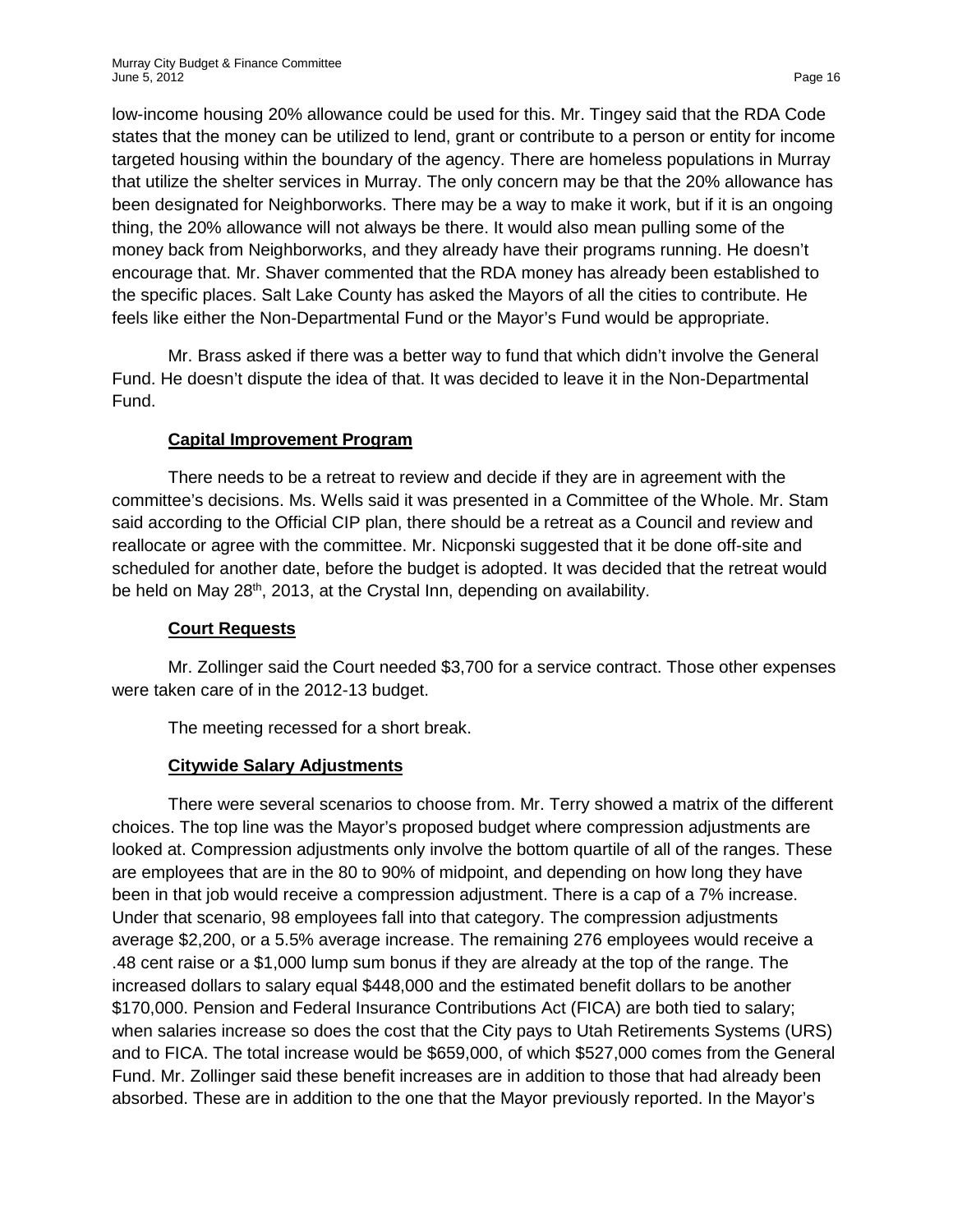low-income housing 20% allowance could be used for this. Mr. Tingey said that the RDA Code states that the money can be utilized to lend, grant or contribute to a person or entity for income targeted housing within the boundary of the agency. There are homeless populations in Murray that utilize the shelter services in Murray. The only concern may be that the 20% allowance has been designated for Neighborworks. There may be a way to make it work, but if it is an ongoing thing, the 20% allowance will not always be there. It would also mean pulling some of the money back from Neighborworks, and they already have their programs running. He doesn't encourage that. Mr. Shaver commented that the RDA money has already been established to the specific places. Salt Lake County has asked the Mayors of all the cities to contribute. He feels like either the Non-Departmental Fund or the Mayor's Fund would be appropriate.

Mr. Brass asked if there was a better way to fund that which didn't involve the General Fund. He doesn't dispute the idea of that. It was decided to leave it in the Non-Departmental Fund.

**Capital Improvement Program**

There needs to be a retreat to review and decide if they are in agreement with the committee's decisions. Ms. Wells said it was presented in a Committee of the Whole. Mr. Stam said according to the Official CIP plan, there should be a retreat as a Council and review and reallocate or agree with the committee. Mr. Nicponski suggested that it be done off-site and scheduled for another date, before the budget is adopted. It was decided that the retreat would be held on May 28th, 2013, at the Crystal Inn, depending on availability.

**Court Requests**

Mr. Zollinger said the Court needed $3,700 for a service contract. Those other expenses were taken care of in the 2012-13 budget.

The meeting recessed for a short break.

**Citywide Salary Adjustments**

There were several scenarios to choose from. Mr. Terry showed a matrix of the different choices. The top line was the Mayor's proposed budget where compression adjustments are looked at. Compression adjustments only involve the bottom quartile of all of the ranges. These are employees that are in the 80 to 90% of midpoint, and depending on how long they have been in that job would receive a compression adjustment. There is a cap of a 7% increase. Under that scenario, 98 employees fall into that category. The compression adjustments average $2,200, or a 5.5% average increase. The remaining 276 employees would receive a .48 cent raise or a $1,000 lump sum bonus if they are already at the top of the range. The increased dollars to salary equal $448,000 and the estimated benefit dollars to be another $170,000. Pension and Federal Insurance Contributions Act (FICA) are both tied to salary; when salaries increase so does the cost that the City pays to Utah Retirements Systems (URS) and to FICA. The total increase would be $659,000, of which $527,000 comes from the General Fund. Mr. Zollinger said these benefit increases are in addition to those that had already been absorbed. These are in addition to the one that the Mayor previously reported. In the Mayor's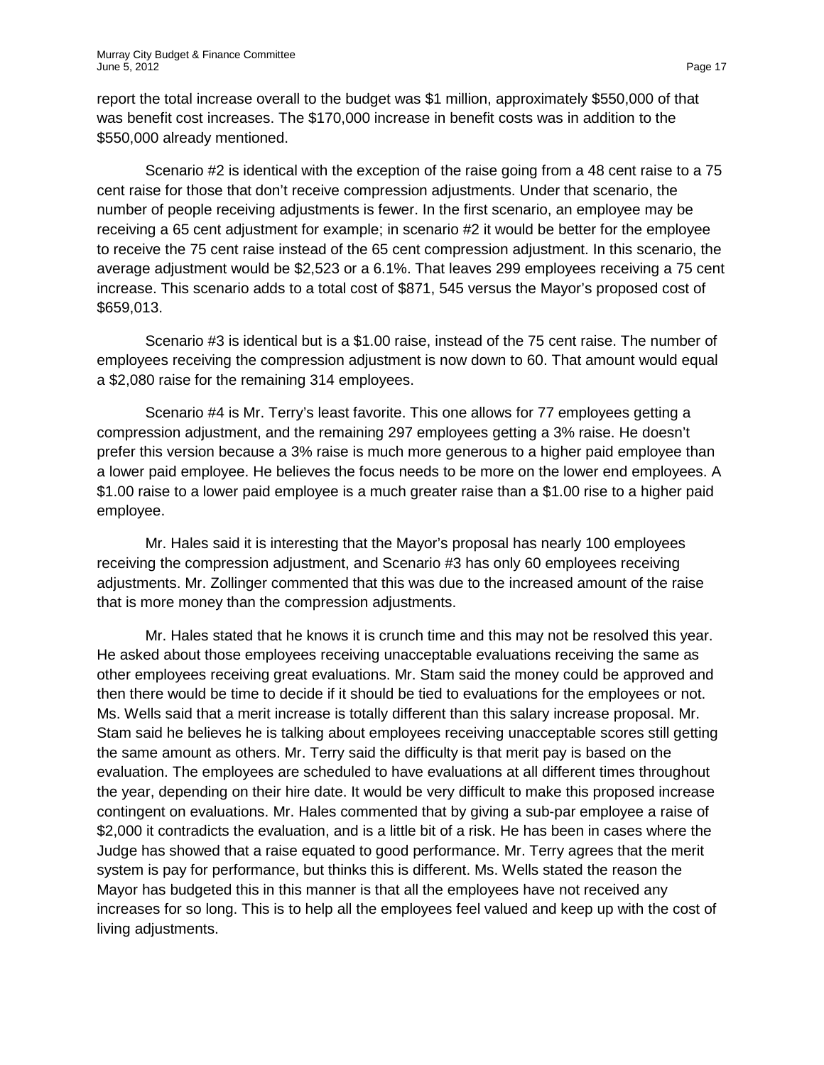report the total increase overall to the budget was $1 million, approximately $550,000 of that was benefit cost increases. The $170,000 increase in benefit costs was in addition to the $550,000 already mentioned.

Scenario #2 is identical with the exception of the raise going from a 48 cent raise to a 75 cent raise for those that don't receive compression adjustments. Under that scenario, the number of people receiving adjustments is fewer. In the first scenario, an employee may be receiving a 65 cent adjustment for example; in scenario #2 it would be better for the employee to receive the 75 cent raise instead of the 65 cent compression adjustment. In this scenario, the average adjustment would be $2,523 or a 6.1%. That leaves 299 employees receiving a 75 cent increase. This scenario adds to a total cost of $871, 545 versus the Mayor's proposed cost of $659,013.

Scenario #3 is identical but is a $1.00 raise, instead of the 75 cent raise. The number of employees receiving the compression adjustment is now down to 60. That amount would equal a $2,080 raise for the remaining 314 employees.

Scenario #4 is Mr. Terry's least favorite. This one allows for 77 employees getting a compression adjustment, and the remaining 297 employees getting a 3% raise. He doesn't prefer this version because a 3% raise is much more generous to a higher paid employee than a lower paid employee. He believes the focus needs to be more on the lower end employees. A $1.00 raise to a lower paid employee is a much greater raise than a $1.00 rise to a higher paid employee.

Mr. Hales said it is interesting that the Mayor's proposal has nearly 100 employees receiving the compression adjustment, and Scenario #3 has only 60 employees receiving adjustments. Mr. Zollinger commented that this was due to the increased amount of the raise that is more money than the compression adjustments.

Mr. Hales stated that he knows it is crunch time and this may not be resolved this year. He asked about those employees receiving unacceptable evaluations receiving the same as other employees receiving great evaluations. Mr. Stam said the money could be approved and then there would be time to decide if it should be tied to evaluations for the employees or not. Ms. Wells said that a merit increase is totally different than this salary increase proposal. Mr. Stam said he believes he is talking about employees receiving unacceptable scores still getting the same amount as others. Mr. Terry said the difficulty is that merit pay is based on the evaluation. The employees are scheduled to have evaluations at all different times throughout the year, depending on their hire date. It would be very difficult to make this proposed increase contingent on evaluations. Mr. Hales commented that by giving a sub-par employee a raise of $2,000 it contradicts the evaluation, and is a little bit of a risk. He has been in cases where the Judge has showed that a raise equated to good performance. Mr. Terry agrees that the merit system is pay for performance, but thinks this is different. Ms. Wells stated the reason the Mayor has budgeted this in this manner is that all the employees have not received any increases for so long. This is to help all the employees feel valued and keep up with the cost of living adjustments.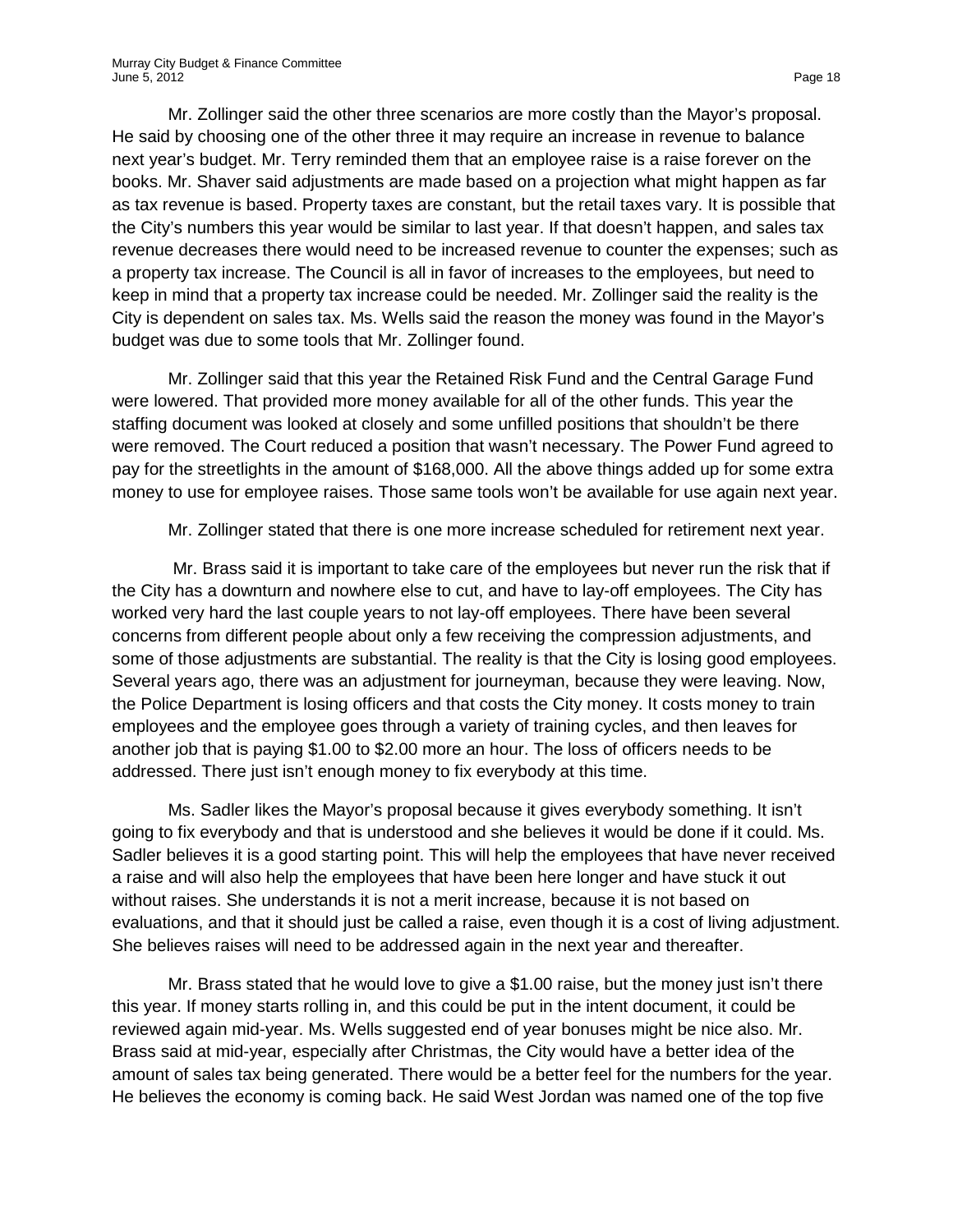Mr. Zollinger said the other three scenarios are more costly than the Mayor's proposal. He said by choosing one of the other three it may require an increase in revenue to balance next year's budget. Mr. Terry reminded them that an employee raise is a raise forever on the books. Mr. Shaver said adjustments are made based on a projection what might happen as far as tax revenue is based. Property taxes are constant, but the retail taxes vary. It is possible that the City's numbers this year would be similar to last year. If that doesn't happen, and sales tax revenue decreases there would need to be increased revenue to counter the expenses; such as a property tax increase. The Council is all in favor of increases to the employees, but need to keep in mind that a property tax increase could be needed. Mr. Zollinger said the reality is the City is dependent on sales tax. Ms. Wells said the reason the money was found in the Mayor's budget was due to some tools that Mr. Zollinger found.

Mr. Zollinger said that this year the Retained Risk Fund and the Central Garage Fund were lowered. That provided more money available for all of the other funds. This year the staffing document was looked at closely and some unfilled positions that shouldn't be there were removed. The Court reduced a position that wasn't necessary. The Power Fund agreed to pay for the streetlights in the amount of $168,000. All the above things added up for some extra money to use for employee raises. Those same tools won't be available for use again next year.

Mr. Zollinger stated that there is one more increase scheduled for retirement next year.

Mr. Brass said it is important to take care of the employees but never run the risk that if the City has a downturn and nowhere else to cut, and have to lay-off employees. The City has worked very hard the last couple years to not lay-off employees. There have been several concerns from different people about only a few receiving the compression adjustments, and some of those adjustments are substantial. The reality is that the City is losing good employees. Several years ago, there was an adjustment for journeyman, because they were leaving. Now, the Police Department is losing officers and that costs the City money. It costs money to train employees and the employee goes through a variety of training cycles, and then leaves for another job that is paying $1.00 to $2.00 more an hour. The loss of officers needs to be addressed. There just isn't enough money to fix everybody at this time.

Ms. Sadler likes the Mayor's proposal because it gives everybody something. It isn't going to fix everybody and that is understood and she believes it would be done if it could. Ms. Sadler believes it is a good starting point. This will help the employees that have never received a raise and will also help the employees that have been here longer and have stuck it out without raises. She understands it is not a merit increase, because it is not based on evaluations, and that it should just be called a raise, even though it is a cost of living adjustment. She believes raises will need to be addressed again in the next year and thereafter.

Mr. Brass stated that he would love to give a $1.00 raise, but the money just isn't there this year. If money starts rolling in, and this could be put in the intent document, it could be reviewed again mid-year. Ms. Wells suggested end of year bonuses might be nice also. Mr. Brass said at mid-year, especially after Christmas, the City would have a better idea of the amount of sales tax being generated. There would be a better feel for the numbers for the year. He believes the economy is coming back. He said West Jordan was named one of the top five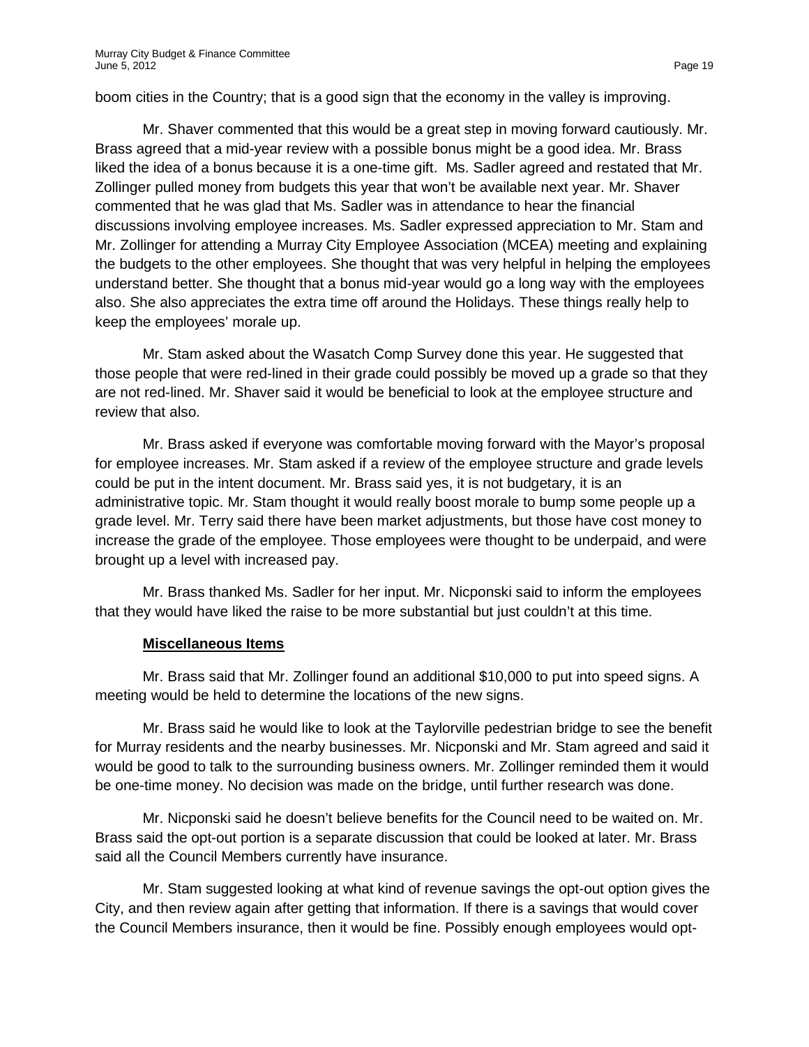boom cities in the Country; that is a good sign that the economy in the valley is improving.

Mr. Shaver commented that this would be a great step in moving forward cautiously. Mr. Brass agreed that a mid-year review with a possible bonus might be a good idea. Mr. Brass liked the idea of a bonus because it is a one-time gift. Ms. Sadler agreed and restated that Mr. Zollinger pulled money from budgets this year that won't be available next year. Mr. Shaver commented that he was glad that Ms. Sadler was in attendance to hear the financial discussions involving employee increases. Ms. Sadler expressed appreciation to Mr. Stam and Mr. Zollinger for attending a Murray City Employee Association (MCEA) meeting and explaining the budgets to the other employees. She thought that was very helpful in helping the employees understand better. She thought that a bonus mid-year would go a long way with the employees also. She also appreciates the extra time off around the Holidays. These things really help to keep the employees' morale up.

Mr. Stam asked about the Wasatch Comp Survey done this year. He suggested that those people that were red-lined in their grade could possibly be moved up a grade so that they are not red-lined. Mr. Shaver said it would be beneficial to look at the employee structure and review that also.

Mr. Brass asked if everyone was comfortable moving forward with the Mayor's proposal for employee increases. Mr. Stam asked if a review of the employee structure and grade levels could be put in the intent document. Mr. Brass said yes, it is not budgetary, it is an administrative topic. Mr. Stam thought it would really boost morale to bump some people up a grade level. Mr. Terry said there have been market adjustments, but those have cost money to increase the grade of the employee. Those employees were thought to be underpaid, and were brought up a level with increased pay.

Mr. Brass thanked Ms. Sadler for her input. Mr. Nicponski said to inform the employees that they would have liked the raise to be more substantial but just couldn't at this time.

**Miscellaneous Items**

Mr. Brass said that Mr. Zollinger found an additional $10,000 to put into speed signs. A meeting would be held to determine the locations of the new signs.

Mr. Brass said he would like to look at the Taylorville pedestrian bridge to see the benefit for Murray residents and the nearby businesses. Mr. Nicponski and Mr. Stam agreed and said it would be good to talk to the surrounding business owners. Mr. Zollinger reminded them it would be one-time money. No decision was made on the bridge, until further research was done.

Mr. Nicponski said he doesn't believe benefits for the Council need to be waited on. Mr. Brass said the opt-out portion is a separate discussion that could be looked at later. Mr. Brass said all the Council Members currently have insurance.

Mr. Stam suggested looking at what kind of revenue savings the opt-out option gives the City, and then review again after getting that information. If there is a savings that would cover the Council Members insurance, then it would be fine. Possibly enough employees would opt-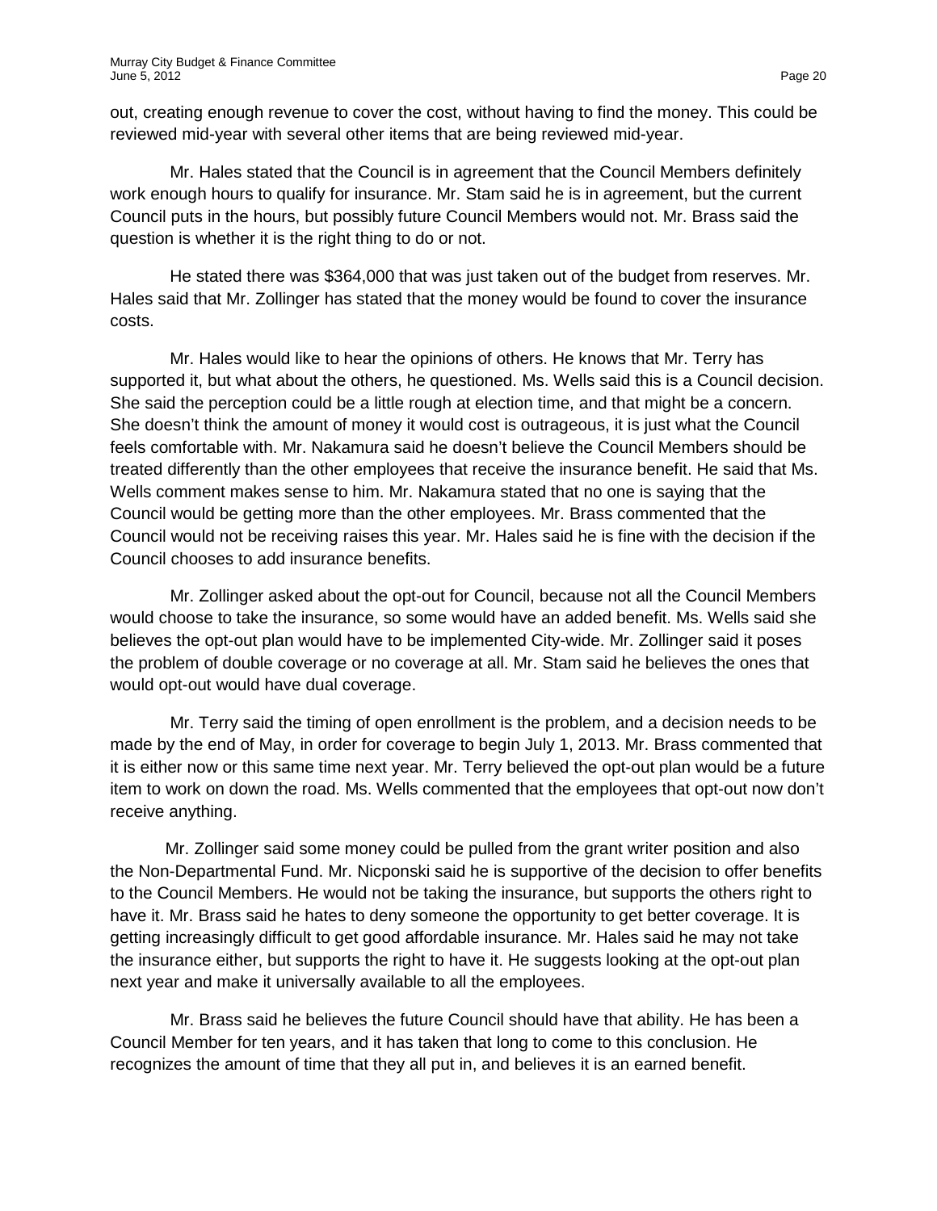out, creating enough revenue to cover the cost, without having to find the money. This could be reviewed mid-year with several other items that are being reviewed mid-year.

Mr. Hales stated that the Council is in agreement that the Council Members definitely work enough hours to qualify for insurance. Mr. Stam said he is in agreement, but the current Council puts in the hours, but possibly future Council Members would not. Mr. Brass said the question is whether it is the right thing to do or not.

He stated there was $364,000 that was just taken out of the budget from reserves. Mr. Hales said that Mr. Zollinger has stated that the money would be found to cover the insurance costs.

Mr. Hales would like to hear the opinions of others. He knows that Mr. Terry has supported it, but what about the others, he questioned. Ms. Wells said this is a Council decision. She said the perception could be a little rough at election time, and that might be a concern. She doesn't think the amount of money it would cost is outrageous, it is just what the Council feels comfortable with. Mr. Nakamura said he doesn't believe the Council Members should be treated differently than the other employees that receive the insurance benefit. He said that Ms. Wells comment makes sense to him. Mr. Nakamura stated that no one is saying that the Council would be getting more than the other employees. Mr. Brass commented that the Council would not be receiving raises this year. Mr. Hales said he is fine with the decision if the Council chooses to add insurance benefits.

Mr. Zollinger asked about the opt-out for Council, because not all the Council Members would choose to take the insurance, so some would have an added benefit. Ms. Wells said she believes the opt-out plan would have to be implemented City-wide. Mr. Zollinger said it poses the problem of double coverage or no coverage at all. Mr. Stam said he believes the ones that would opt-out would have dual coverage.

Mr. Terry said the timing of open enrollment is the problem, and a decision needs to be made by the end of May, in order for coverage to begin July 1, 2013. Mr. Brass commented that it is either now or this same time next year. Mr. Terry believed the opt-out plan would be a future item to work on down the road. Ms. Wells commented that the employees that opt-out now don't receive anything.

Mr. Zollinger said some money could be pulled from the grant writer position and also the Non-Departmental Fund. Mr. Nicponski said he is supportive of the decision to offer benefits to the Council Members. He would not be taking the insurance, but supports the others right to have it. Mr. Brass said he hates to deny someone the opportunity to get better coverage. It is getting increasingly difficult to get good affordable insurance. Mr. Hales said he may not take the insurance either, but supports the right to have it. He suggests looking at the opt-out plan next year and make it universally available to all the employees.

Mr. Brass said he believes the future Council should have that ability. He has been a Council Member for ten years, and it has taken that long to come to this conclusion. He recognizes the amount of time that they all put in, and believes it is an earned benefit.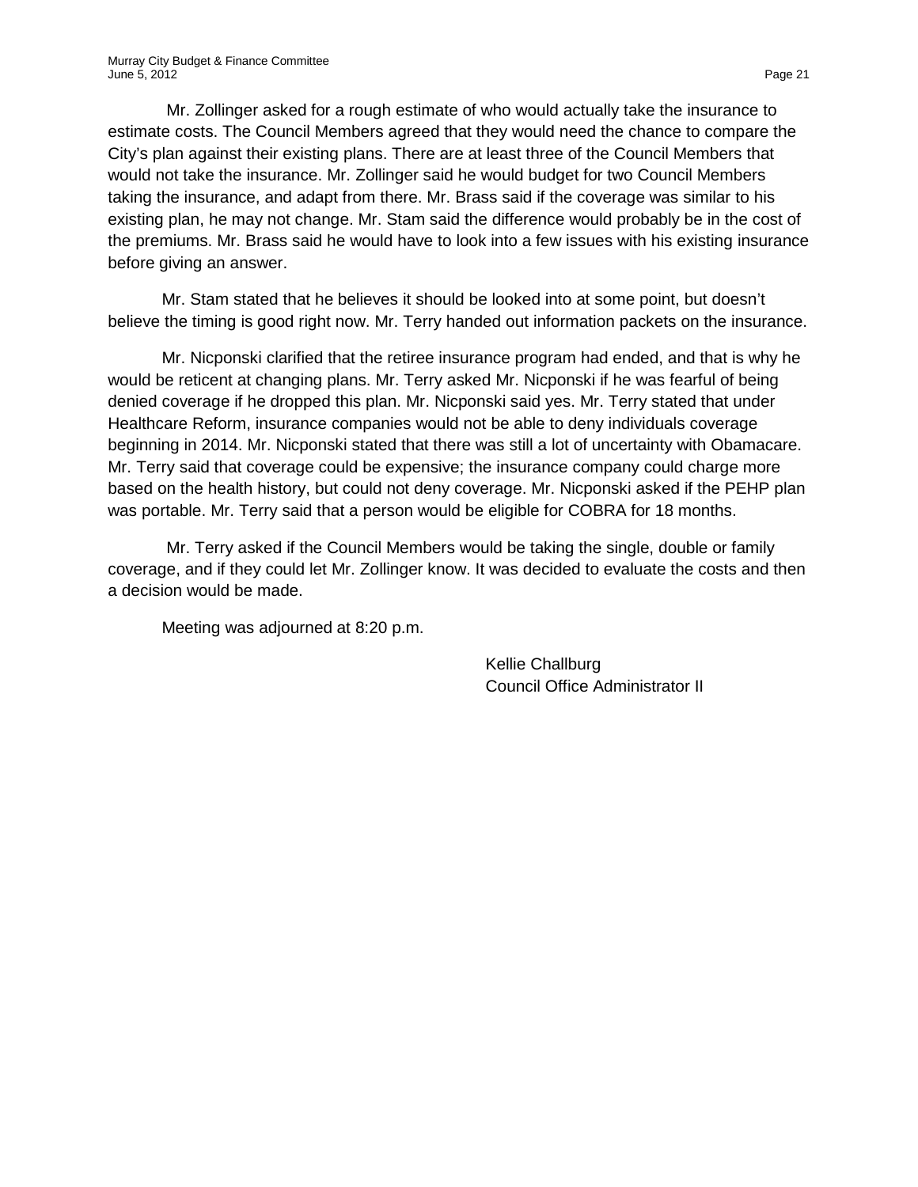Mr. Zollinger asked for a rough estimate of who would actually take the insurance to estimate costs. The Council Members agreed that they would need the chance to compare the City's plan against their existing plans. There are at least three of the Council Members that would not take the insurance. Mr. Zollinger said he would budget for two Council Members taking the insurance, and adapt from there. Mr. Brass said if the coverage was similar to his existing plan, he may not change. Mr. Stam said the difference would probably be in the cost of the premiums. Mr. Brass said he would have to look into a few issues with his existing insurance before giving an answer.

Mr. Stam stated that he believes it should be looked into at some point, but doesn't believe the timing is good right now. Mr. Terry handed out information packets on the insurance.

Mr. Nicponski clarified that the retiree insurance program had ended, and that is why he would be reticent at changing plans. Mr. Terry asked Mr. Nicponski if he was fearful of being denied coverage if he dropped this plan. Mr. Nicponski said yes. Mr. Terry stated that under Healthcare Reform, insurance companies would not be able to deny individuals coverage beginning in 2014. Mr. Nicponski stated that there was still a lot of uncertainty with Obamacare. Mr. Terry said that coverage could be expensive; the insurance company could charge more based on the health history, but could not deny coverage. Mr. Nicponski asked if the PEHP plan was portable. Mr. Terry said that a person would be eligible for COBRA for 18 months.

Mr. Terry asked if the Council Members would be taking the single, double or family coverage, and if they could let Mr. Zollinger know. It was decided to evaluate the costs and then a decision would be made.

Meeting was adjourned at 8:20 p.m.

Kellie Challburg
Council Office Administrator II